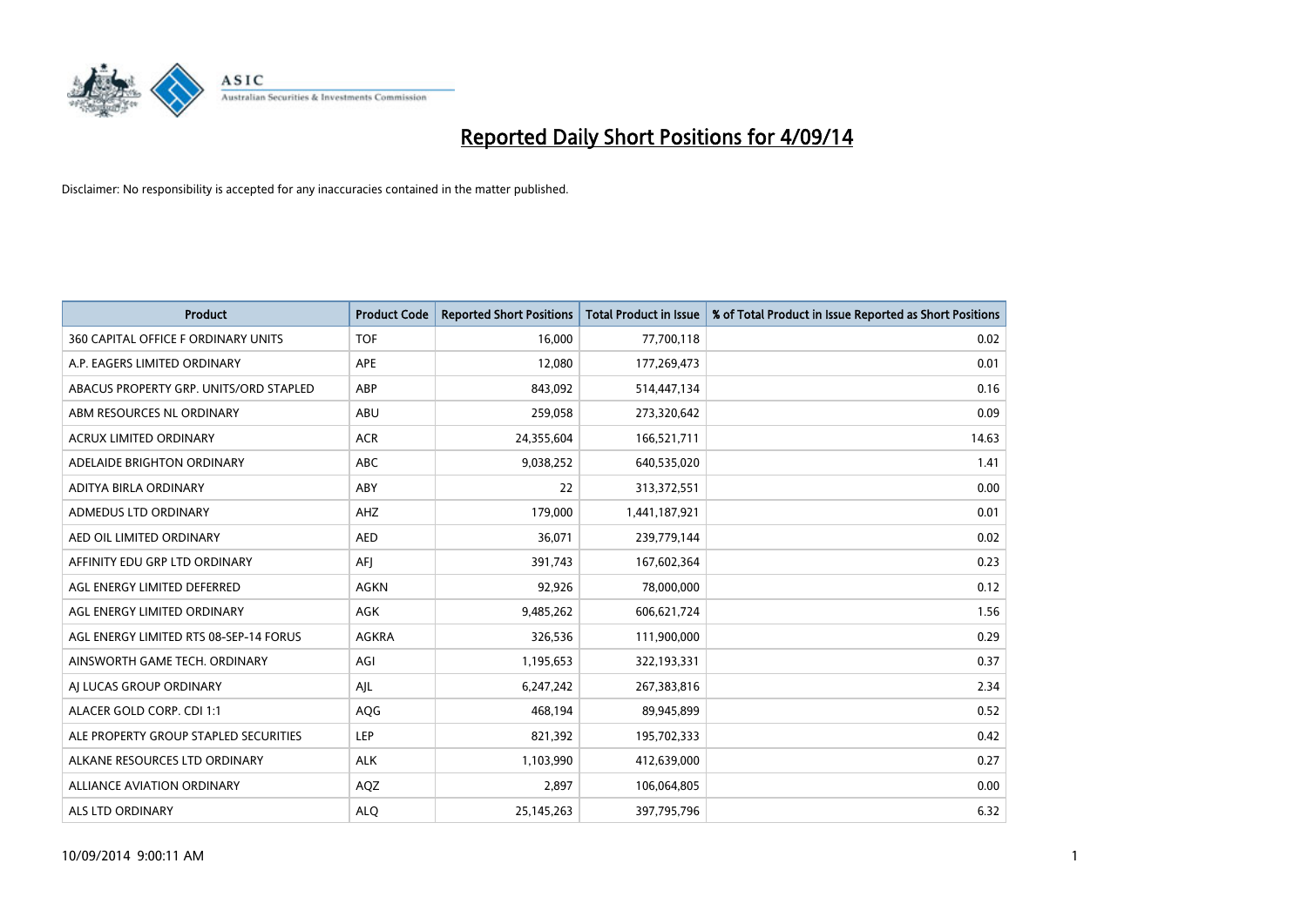# Reported Daily Short Positions for 4/09/14

Disclaimer: No responsibility is accepted for any inaccuracies contained in the matter published.

| Product | Product Code | Reported Short Positions | Total Product in Issue | % of Total Product in Issue Reported as Short Positions |
|---|---|---|---|---|
| 360 CAPITAL OFFICE F ORDINARY UNITS | TOF | 16,000 | 77,700,118 | 0.02 |
| A.P. EAGERS LIMITED ORDINARY | APE | 12,080 | 177,269,473 | 0.01 |
| ABACUS PROPERTY GRP. UNITS/ORD STAPLED | ABP | 843,092 | 514,447,134 | 0.16 |
| ABM RESOURCES NL ORDINARY | ABU | 259,058 | 273,320,642 | 0.09 |
| ACRUX LIMITED ORDINARY | ACR | 24,355,604 | 166,521,711 | 14.63 |
| ADELAIDE BRIGHTON ORDINARY | ABC | 9,038,252 | 640,535,020 | 1.41 |
| ADITYA BIRLA ORDINARY | ABY | 22 | 313,372,551 | 0.00 |
| ADMEDUS LTD ORDINARY | AHZ | 179,000 | 1,441,187,921 | 0.01 |
| AED OIL LIMITED ORDINARY | AED | 36,071 | 239,779,144 | 0.02 |
| AFFINITY EDU GRP LTD ORDINARY | AFJ | 391,743 | 167,602,364 | 0.23 |
| AGL ENERGY LIMITED DEFERRED | AGKN | 92,926 | 78,000,000 | 0.12 |
| AGL ENERGY LIMITED ORDINARY | AGK | 9,485,262 | 606,621,724 | 1.56 |
| AGL ENERGY LIMITED RTS 08-SEP-14 FORUS | AGKRA | 326,536 | 111,900,000 | 0.29 |
| AINSWORTH GAME TECH. ORDINARY | AGI | 1,195,653 | 322,193,331 | 0.37 |
| AJ LUCAS GROUP ORDINARY | AJL | 6,247,242 | 267,383,816 | 2.34 |
| ALACER GOLD CORP. CDI 1:1 | AQG | 468,194 | 89,945,899 | 0.52 |
| ALE PROPERTY GROUP STAPLED SECURITIES | LEP | 821,392 | 195,702,333 | 0.42 |
| ALKANE RESOURCES LTD ORDINARY | ALK | 1,103,990 | 412,639,000 | 0.27 |
| ALLIANCE AVIATION ORDINARY | AQZ | 2,897 | 106,064,805 | 0.00 |
| ALS LTD ORDINARY | ALQ | 25,145,263 | 397,795,796 | 6.32 |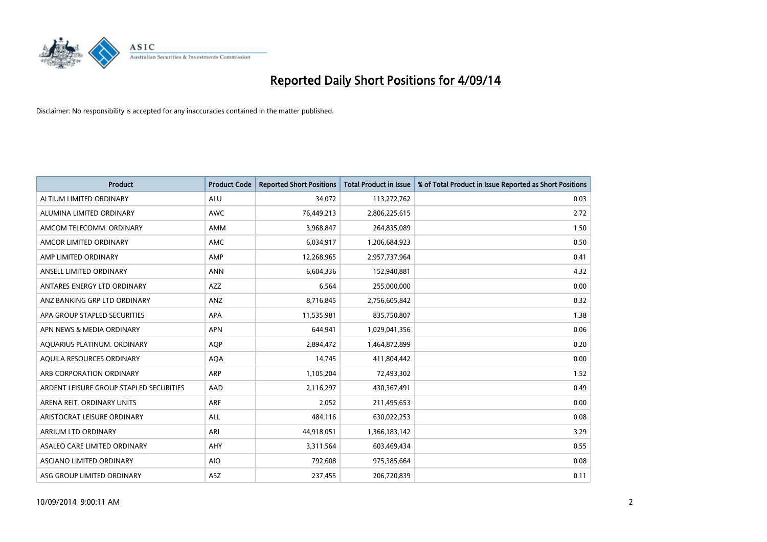# Reported Daily Short Positions for 4/09/14

Disclaimer: No responsibility is accepted for any inaccuracies contained in the matter published.

| Product | Product Code | Reported Short Positions | Total Product in Issue | % of Total Product in Issue Reported as Short Positions |
|---|---|---|---|---|
| ALTIUM LIMITED ORDINARY | ALU | 34,072 | 113,272,762 | 0.03 |
| ALUMINA LIMITED ORDINARY | AWC | 76,449,213 | 2,806,225,615 | 2.72 |
| AMCOM TELECOMM. ORDINARY | AMM | 3,968,847 | 264,835,089 | 1.50 |
| AMCOR LIMITED ORDINARY | AMC | 6,034,917 | 1,206,684,923 | 0.50 |
| AMP LIMITED ORDINARY | AMP | 12,268,965 | 2,957,737,964 | 0.41 |
| ANSELL LIMITED ORDINARY | ANN | 6,604,336 | 152,940,881 | 4.32 |
| ANTARES ENERGY LTD ORDINARY | AZZ | 6,564 | 255,000,000 | 0.00 |
| ANZ BANKING GRP LTD ORDINARY | ANZ | 8,716,845 | 2,756,605,842 | 0.32 |
| APA GROUP STAPLED SECURITIES | APA | 11,535,981 | 835,750,807 | 1.38 |
| APN NEWS & MEDIA ORDINARY | APN | 644,941 | 1,029,041,356 | 0.06 |
| AQUARIUS PLATINUM. ORDINARY | AQP | 2,894,472 | 1,464,872,899 | 0.20 |
| AQUILA RESOURCES ORDINARY | AQA | 14,745 | 411,804,442 | 0.00 |
| ARB CORPORATION ORDINARY | ARP | 1,105,204 | 72,493,302 | 1.52 |
| ARDENT LEISURE GROUP STAPLED SECURITIES | AAD | 2,116,297 | 430,367,491 | 0.49 |
| ARENA REIT. ORDINARY UNITS | ARF | 2,052 | 211,495,653 | 0.00 |
| ARISTOCRAT LEISURE ORDINARY | ALL | 484,116 | 630,022,253 | 0.08 |
| ARRIUM LTD ORDINARY | ARI | 44,918,051 | 1,366,183,142 | 3.29 |
| ASALEO CARE LIMITED ORDINARY | AHY | 3,311,564 | 603,469,434 | 0.55 |
| ASCIANO LIMITED ORDINARY | AIO | 792,608 | 975,385,664 | 0.08 |
| ASG GROUP LIMITED ORDINARY | ASZ | 237,455 | 206,720,839 | 0.11 |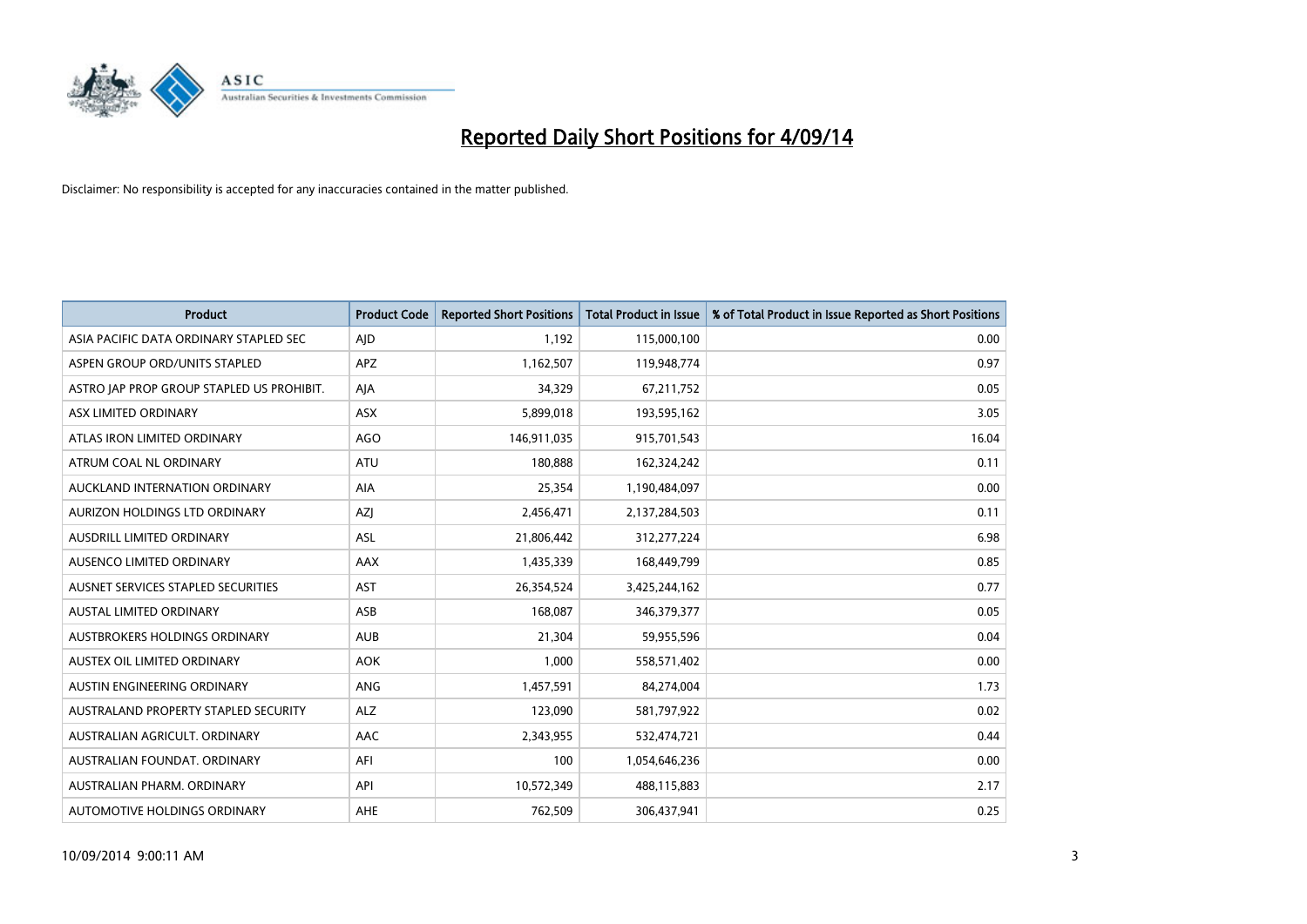# Reported Daily Short Positions for 4/09/14

Disclaimer: No responsibility is accepted for any inaccuracies contained in the matter published.

| Product | Product Code | Reported Short Positions | Total Product in Issue | % of Total Product in Issue Reported as Short Positions |
|---|---|---|---|---|
| ASIA PACIFIC DATA ORDINARY STAPLED SEC | AJD | 1,192 | 115,000,100 | 0.00 |
| ASPEN GROUP ORD/UNITS STAPLED | APZ | 1,162,507 | 119,948,774 | 0.97 |
| ASTRO JAP PROP GROUP STAPLED US PROHIBIT. | AJA | 34,329 | 67,211,752 | 0.05 |
| ASX LIMITED ORDINARY | ASX | 5,899,018 | 193,595,162 | 3.05 |
| ATLAS IRON LIMITED ORDINARY | AGO | 146,911,035 | 915,701,543 | 16.04 |
| ATRUM COAL NL ORDINARY | ATU | 180,888 | 162,324,242 | 0.11 |
| AUCKLAND INTERNATION ORDINARY | AIA | 25,354 | 1,190,484,097 | 0.00 |
| AURIZON HOLDINGS LTD ORDINARY | AZJ | 2,456,471 | 2,137,284,503 | 0.11 |
| AUSDRILL LIMITED ORDINARY | ASL | 21,806,442 | 312,277,224 | 6.98 |
| AUSENCO LIMITED ORDINARY | AAX | 1,435,339 | 168,449,799 | 0.85 |
| AUSNET SERVICES STAPLED SECURITIES | AST | 26,354,524 | 3,425,244,162 | 0.77 |
| AUSTAL LIMITED ORDINARY | ASB | 168,087 | 346,379,377 | 0.05 |
| AUSTBROKERS HOLDINGS ORDINARY | AUB | 21,304 | 59,955,596 | 0.04 |
| AUSTEX OIL LIMITED ORDINARY | AOK | 1,000 | 558,571,402 | 0.00 |
| AUSTIN ENGINEERING ORDINARY | ANG | 1,457,591 | 84,274,004 | 1.73 |
| AUSTRALAND PROPERTY STAPLED SECURITY | ALZ | 123,090 | 581,797,922 | 0.02 |
| AUSTRALIAN AGRICULT. ORDINARY | AAC | 2,343,955 | 532,474,721 | 0.44 |
| AUSTRALIAN FOUNDAT. ORDINARY | AFI | 100 | 1,054,646,236 | 0.00 |
| AUSTRALIAN PHARM. ORDINARY | API | 10,572,349 | 488,115,883 | 2.17 |
| AUTOMOTIVE HOLDINGS ORDINARY | AHE | 762,509 | 306,437,941 | 0.25 |

10/09/2014 9:00:11 AM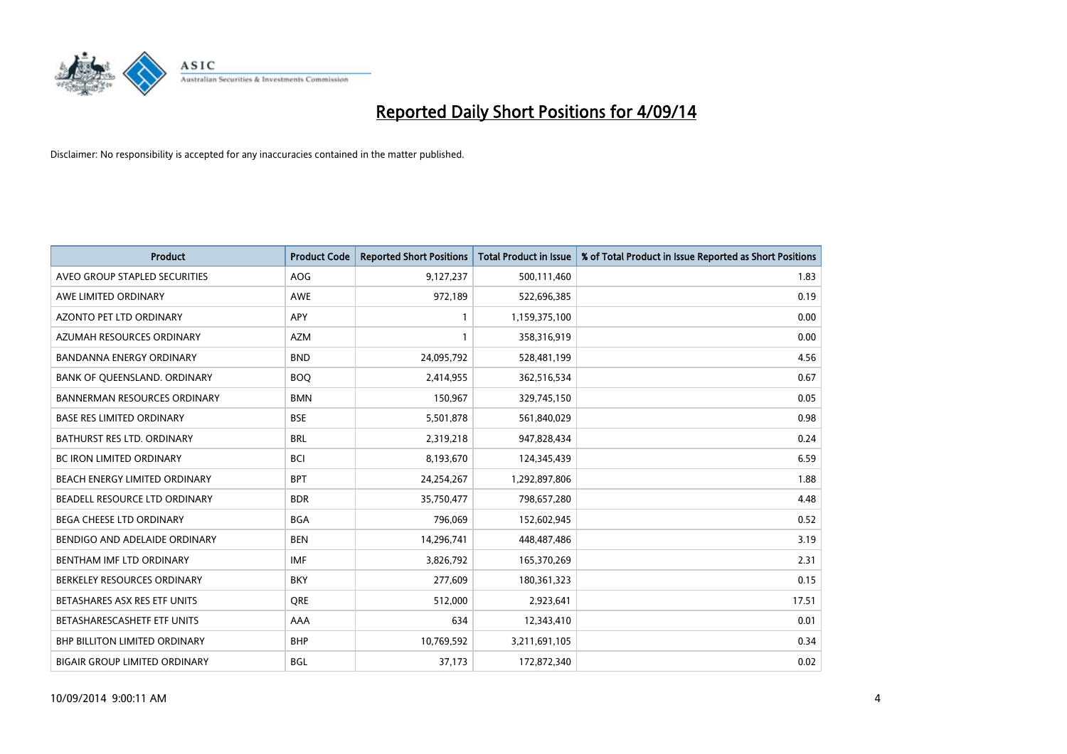# Reported Daily Short Positions for 4/09/14

Disclaimer: No responsibility is accepted for any inaccuracies contained in the matter published.

| Product | Product Code | Reported Short Positions | Total Product in Issue | % of Total Product in Issue Reported as Short Positions |
|---|---|---|---|---|
| AVEO GROUP STAPLED SECURITIES | AOG | 9,127,237 | 500,111,460 | 1.83 |
| AWE LIMITED ORDINARY | AWE | 972,189 | 522,696,385 | 0.19 |
| AZONTO PET LTD ORDINARY | APY | 1 | 1,159,375,100 | 0.00 |
| AZUMAH RESOURCES ORDINARY | AZM | 1 | 358,316,919 | 0.00 |
| BANDANNA ENERGY ORDINARY | BND | 24,095,792 | 528,481,199 | 4.56 |
| BANK OF QUEENSLAND. ORDINARY | BOQ | 2,414,955 | 362,516,534 | 0.67 |
| BANNERMAN RESOURCES ORDINARY | BMN | 150,967 | 329,745,150 | 0.05 |
| BASE RES LIMITED ORDINARY | BSE | 5,501,878 | 561,840,029 | 0.98 |
| BATHURST RES LTD. ORDINARY | BRL | 2,319,218 | 947,828,434 | 0.24 |
| BC IRON LIMITED ORDINARY | BCI | 8,193,670 | 124,345,439 | 6.59 |
| BEACH ENERGY LIMITED ORDINARY | BPT | 24,254,267 | 1,292,897,806 | 1.88 |
| BEADELL RESOURCE LTD ORDINARY | BDR | 35,750,477 | 798,657,280 | 4.48 |
| BEGA CHEESE LTD ORDINARY | BGA | 796,069 | 152,602,945 | 0.52 |
| BENDIGO AND ADELAIDE ORDINARY | BEN | 14,296,741 | 448,487,486 | 3.19 |
| BENTHAM IMF LTD ORDINARY | IMF | 3,826,792 | 165,370,269 | 2.31 |
| BERKELEY RESOURCES ORDINARY | BKY | 277,609 | 180,361,323 | 0.15 |
| BETASHARES ASX RES ETF UNITS | QRE | 512,000 | 2,923,641 | 17.51 |
| BETASHARESCASHETF ETF UNITS | AAA | 634 | 12,343,410 | 0.01 |
| BHP BILLITON LIMITED ORDINARY | BHP | 10,769,592 | 3,211,691,105 | 0.34 |
| BIGAIR GROUP LIMITED ORDINARY | BGL | 37,173 | 172,872,340 | 0.02 |

10/09/2014 9:00:11 AM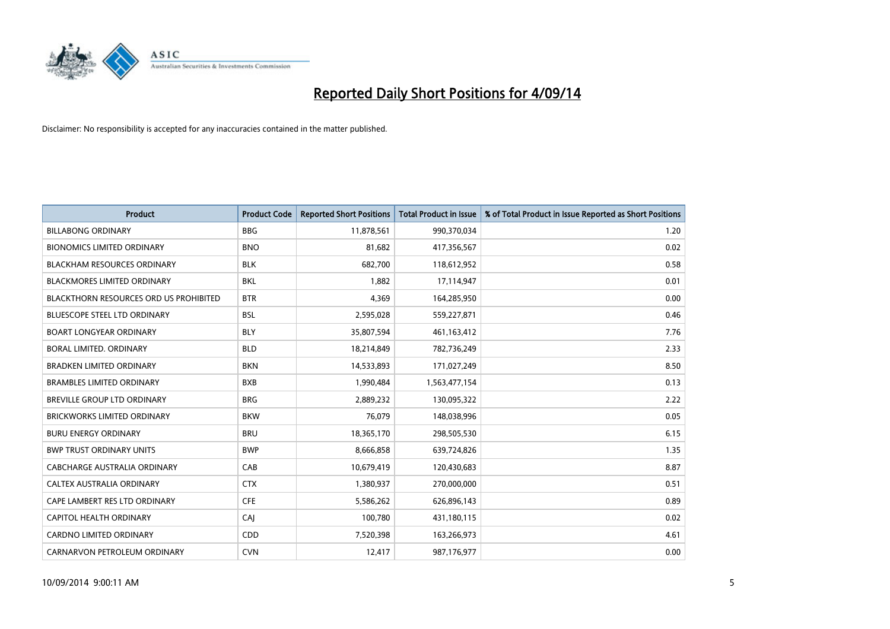# Reported Daily Short Positions for 4/09/14

Disclaimer: No responsibility is accepted for any inaccuracies contained in the matter published.

| Product | Product Code | Reported Short Positions | Total Product in Issue | % of Total Product in Issue Reported as Short Positions |
|---|---|---|---|---|
| BILLABONG ORDINARY | BBG | 11,878,561 | 990,370,034 | 1.20 |
| BIONOMICS LIMITED ORDINARY | BNO | 81,682 | 417,356,567 | 0.02 |
| BLACKHAM RESOURCES ORDINARY | BLK | 682,700 | 118,612,952 | 0.58 |
| BLACKMORES LIMITED ORDINARY | BKL | 1,882 | 17,114,947 | 0.01 |
| BLACKTHORN RESOURCES ORD US PROHIBITED | BTR | 4,369 | 164,285,950 | 0.00 |
| BLUESCOPE STEEL LTD ORDINARY | BSL | 2,595,028 | 559,227,871 | 0.46 |
| BOART LONGYEAR ORDINARY | BLY | 35,807,594 | 461,163,412 | 7.76 |
| BORAL LIMITED. ORDINARY | BLD | 18,214,849 | 782,736,249 | 2.33 |
| BRADKEN LIMITED ORDINARY | BKN | 14,533,893 | 171,027,249 | 8.50 |
| BRAMBLES LIMITED ORDINARY | BXB | 1,990,484 | 1,563,477,154 | 0.13 |
| BREVILLE GROUP LTD ORDINARY | BRG | 2,889,232 | 130,095,322 | 2.22 |
| BRICKWORKS LIMITED ORDINARY | BKW | 76,079 | 148,038,996 | 0.05 |
| BURU ENERGY ORDINARY | BRU | 18,365,170 | 298,505,530 | 6.15 |
| BWP TRUST ORDINARY UNITS | BWP | 8,666,858 | 639,724,826 | 1.35 |
| CABCHARGE AUSTRALIA ORDINARY | CAB | 10,679,419 | 120,430,683 | 8.87 |
| CALTEX AUSTRALIA ORDINARY | CTX | 1,380,937 | 270,000,000 | 0.51 |
| CAPE LAMBERT RES LTD ORDINARY | CFE | 5,586,262 | 626,896,143 | 0.89 |
| CAPITOL HEALTH ORDINARY | CAJ | 100,780 | 431,180,115 | 0.02 |
| CARDNO LIMITED ORDINARY | CDD | 7,520,398 | 163,266,973 | 4.61 |
| CARNARVON PETROLEUM ORDINARY | CVN | 12,417 | 987,176,977 | 0.00 |

10/09/2014 9:00:11 AM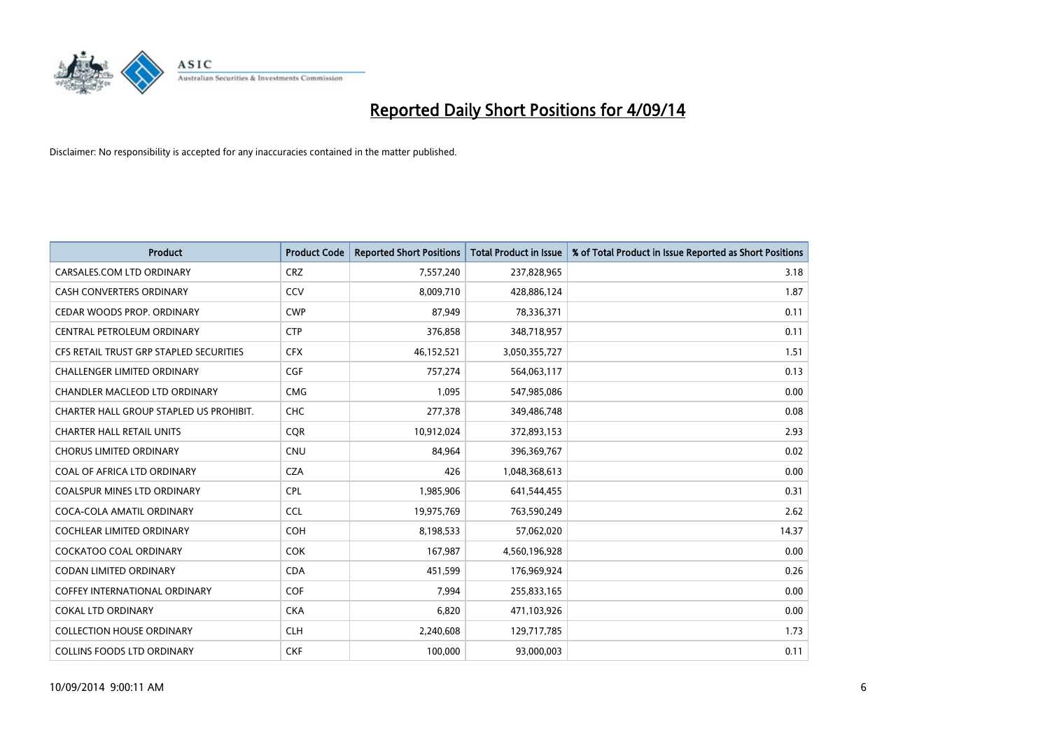# Reported Daily Short Positions for 4/09/14

Disclaimer: No responsibility is accepted for any inaccuracies contained in the matter published.

| Product | Product Code | Reported Short Positions | Total Product in Issue | % of Total Product in Issue Reported as Short Positions |
|---|---|---|---|---|
| CARSALES.COM LTD ORDINARY | CRZ | 7,557,240 | 237,828,965 | 3.18 |
| CASH CONVERTERS ORDINARY | CCV | 8,009,710 | 428,886,124 | 1.87 |
| CEDAR WOODS PROP. ORDINARY | CWP | 87,949 | 78,336,371 | 0.11 |
| CENTRAL PETROLEUM ORDINARY | CTP | 376,858 | 348,718,957 | 0.11 |
| CFS RETAIL TRUST GRP STAPLED SECURITIES | CFX | 46,152,521 | 3,050,355,727 | 1.51 |
| CHALLENGER LIMITED ORDINARY | CGF | 757,274 | 564,063,117 | 0.13 |
| CHANDLER MACLEOD LTD ORDINARY | CMG | 1,095 | 547,985,086 | 0.00 |
| CHARTER HALL GROUP STAPLED US PROHIBIT. | CHC | 277,378 | 349,486,748 | 0.08 |
| CHARTER HALL RETAIL UNITS | CQR | 10,912,024 | 372,893,153 | 2.93 |
| CHORUS LIMITED ORDINARY | CNU | 84,964 | 396,369,767 | 0.02 |
| COAL OF AFRICA LTD ORDINARY | CZA | 426 | 1,048,368,613 | 0.00 |
| COALSPUR MINES LTD ORDINARY | CPL | 1,985,906 | 641,544,455 | 0.31 |
| COCA-COLA AMATIL ORDINARY | CCL | 19,975,769 | 763,590,249 | 2.62 |
| COCHLEAR LIMITED ORDINARY | COH | 8,198,533 | 57,062,020 | 14.37 |
| COCKATOO COAL ORDINARY | COK | 167,987 | 4,560,196,928 | 0.00 |
| CODAN LIMITED ORDINARY | CDA | 451,599 | 176,969,924 | 0.26 |
| COFFEY INTERNATIONAL ORDINARY | COF | 7,994 | 255,833,165 | 0.00 |
| COKAL LTD ORDINARY | CKA | 6,820 | 471,103,926 | 0.00 |
| COLLECTION HOUSE ORDINARY | CLH | 2,240,608 | 129,717,785 | 1.73 |
| COLLINS FOODS LTD ORDINARY | CKF | 100,000 | 93,000,003 | 0.11 |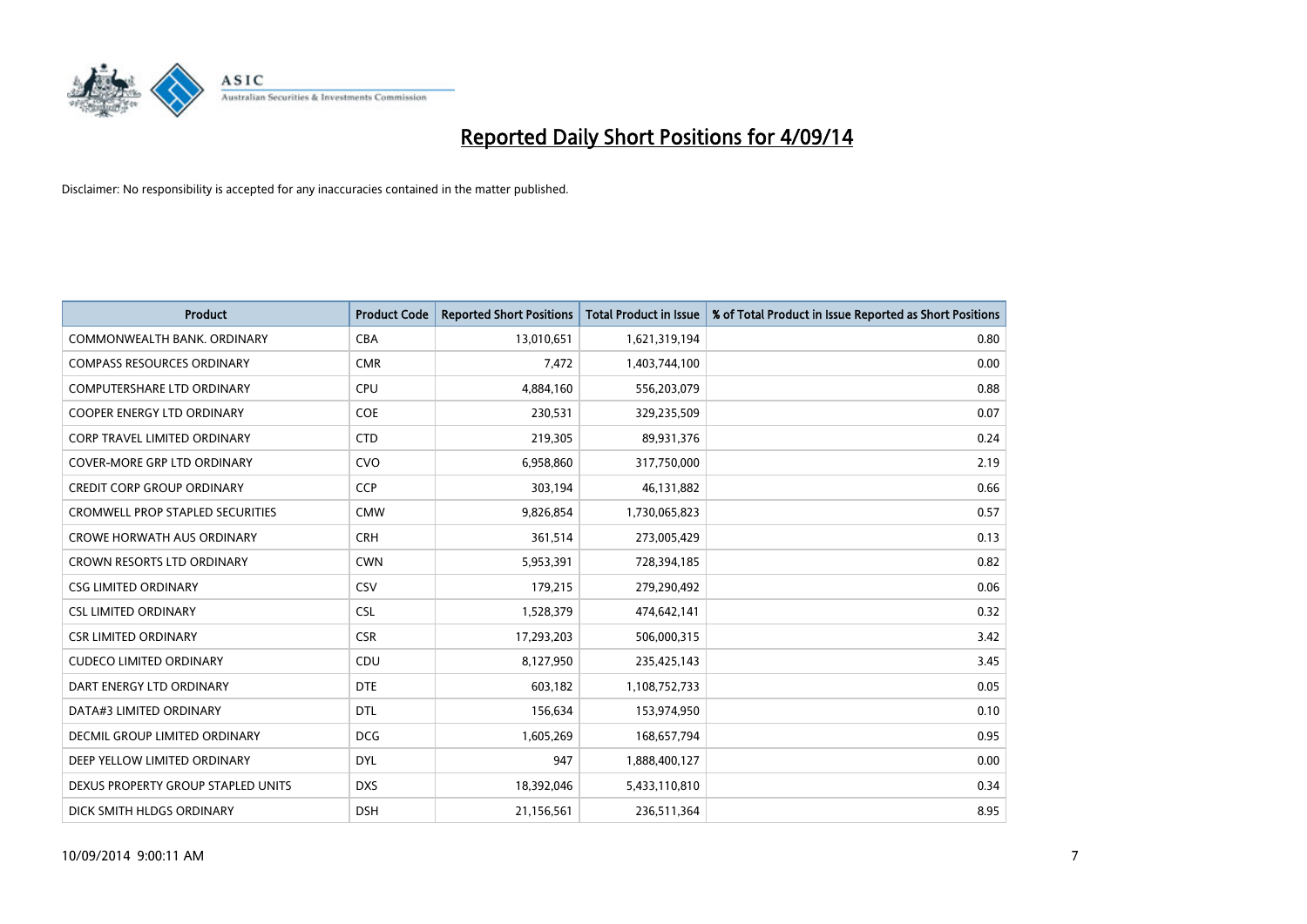# Reported Daily Short Positions for 4/09/14

Disclaimer: No responsibility is accepted for any inaccuracies contained in the matter published.

| Product | Product Code | Reported Short Positions | Total Product in Issue | % of Total Product in Issue Reported as Short Positions |
|---|---|---|---|---|
| COMMONWEALTH BANK. ORDINARY | CBA | 13,010,651 | 1,621,319,194 | 0.80 |
| COMPASS RESOURCES ORDINARY | CMR | 7,472 | 1,403,744,100 | 0.00 |
| COMPUTERSHARE LTD ORDINARY | CPU | 4,884,160 | 556,203,079 | 0.88 |
| COOPER ENERGY LTD ORDINARY | COE | 230,531 | 329,235,509 | 0.07 |
| CORP TRAVEL LIMITED ORDINARY | CTD | 219,305 | 89,931,376 | 0.24 |
| COVER-MORE GRP LTD ORDINARY | CVO | 6,958,860 | 317,750,000 | 2.19 |
| CREDIT CORP GROUP ORDINARY | CCP | 303,194 | 46,131,882 | 0.66 |
| CROMWELL PROP STAPLED SECURITIES | CMW | 9,826,854 | 1,730,065,823 | 0.57 |
| CROWE HORWATH AUS ORDINARY | CRH | 361,514 | 273,005,429 | 0.13 |
| CROWN RESORTS LTD ORDINARY | CWN | 5,953,391 | 728,394,185 | 0.82 |
| CSG LIMITED ORDINARY | CSV | 179,215 | 279,290,492 | 0.06 |
| CSL LIMITED ORDINARY | CSL | 1,528,379 | 474,642,141 | 0.32 |
| CSR LIMITED ORDINARY | CSR | 17,293,203 | 506,000,315 | 3.42 |
| CUDECO LIMITED ORDINARY | CDU | 8,127,950 | 235,425,143 | 3.45 |
| DART ENERGY LTD ORDINARY | DTE | 603,182 | 1,108,752,733 | 0.05 |
| DATA#3 LIMITED ORDINARY | DTL | 156,634 | 153,974,950 | 0.10 |
| DECMIL GROUP LIMITED ORDINARY | DCG | 1,605,269 | 168,657,794 | 0.95 |
| DEEP YELLOW LIMITED ORDINARY | DYL | 947 | 1,888,400,127 | 0.00 |
| DEXUS PROPERTY GROUP STAPLED UNITS | DXS | 18,392,046 | 5,433,110,810 | 0.34 |
| DICK SMITH HLDGS ORDINARY | DSH | 21,156,561 | 236,511,364 | 8.95 |

10/09/2014 9:00:11 AM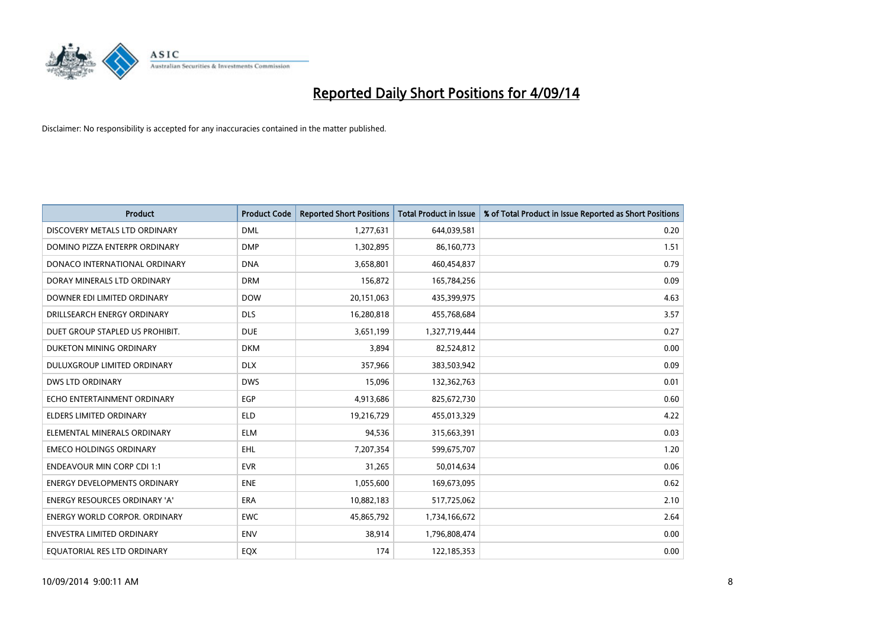# Reported Daily Short Positions for 4/09/14

Disclaimer: No responsibility is accepted for any inaccuracies contained in the matter published.

| Product | Product Code | Reported Short Positions | Total Product in Issue | % of Total Product in Issue Reported as Short Positions |
|---|---|---|---|---|
| DISCOVERY METALS LTD ORDINARY | DML | 1,277,631 | 644,039,581 | 0.20 |
| DOMINO PIZZA ENTERPR ORDINARY | DMP | 1,302,895 | 86,160,773 | 1.51 |
| DONACO INTERNATIONAL ORDINARY | DNA | 3,658,801 | 460,454,837 | 0.79 |
| DORAY MINERALS LTD ORDINARY | DRM | 156,872 | 165,784,256 | 0.09 |
| DOWNER EDI LIMITED ORDINARY | DOW | 20,151,063 | 435,399,975 | 4.63 |
| DRILLSEARCH ENERGY ORDINARY | DLS | 16,280,818 | 455,768,684 | 3.57 |
| DUET GROUP STAPLED US PROHIBIT. | DUE | 3,651,199 | 1,327,719,444 | 0.27 |
| DUKETON MINING ORDINARY | DKM | 3,894 | 82,524,812 | 0.00 |
| DULUXGROUP LIMITED ORDINARY | DLX | 357,966 | 383,503,942 | 0.09 |
| DWS LTD ORDINARY | DWS | 15,096 | 132,362,763 | 0.01 |
| ECHO ENTERTAINMENT ORDINARY | EGP | 4,913,686 | 825,672,730 | 0.60 |
| ELDERS LIMITED ORDINARY | ELD | 19,216,729 | 455,013,329 | 4.22 |
| ELEMENTAL MINERALS ORDINARY | ELM | 94,536 | 315,663,391 | 0.03 |
| EMECO HOLDINGS ORDINARY | EHL | 7,207,354 | 599,675,707 | 1.20 |
| ENDEAVOUR MIN CORP CDI 1:1 | EVR | 31,265 | 50,014,634 | 0.06 |
| ENERGY DEVELOPMENTS ORDINARY | ENE | 1,055,600 | 169,673,095 | 0.62 |
| ENERGY RESOURCES ORDINARY 'A' | ERA | 10,882,183 | 517,725,062 | 2.10 |
| ENERGY WORLD CORPOR. ORDINARY | EWC | 45,865,792 | 1,734,166,672 | 2.64 |
| ENVESTRA LIMITED ORDINARY | ENV | 38,914 | 1,796,808,474 | 0.00 |
| EQUATORIAL RES LTD ORDINARY | EQX | 174 | 122,185,353 | 0.00 |

10/09/2014 9:00:11 AM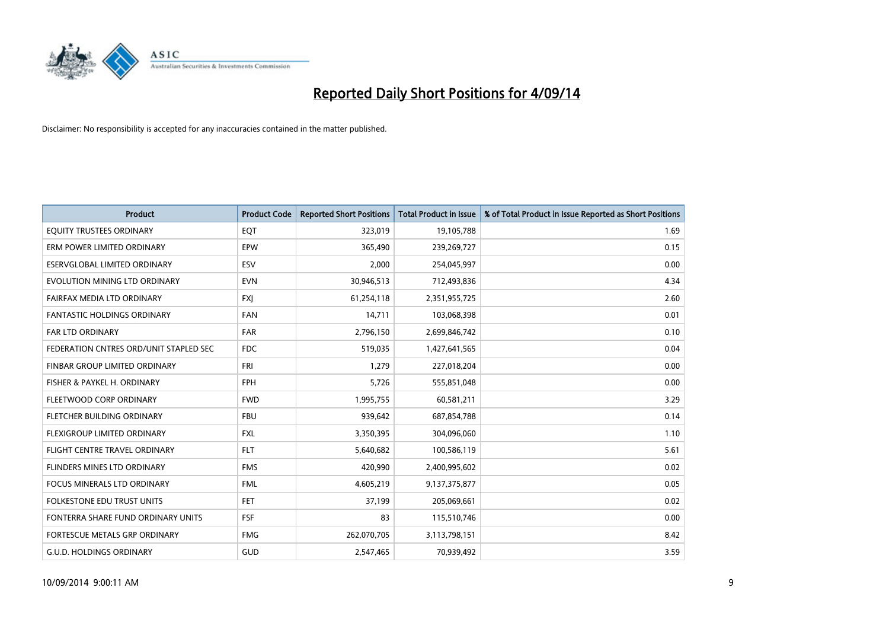# Reported Daily Short Positions for 4/09/14

Disclaimer: No responsibility is accepted for any inaccuracies contained in the matter published.

| Product | Product Code | Reported Short Positions | Total Product in Issue | % of Total Product in Issue Reported as Short Positions |
| --- | --- | --- | --- | --- |
| EQUITY TRUSTEES ORDINARY | EQT | 323,019 | 19,105,788 | 1.69 |
| ERM POWER LIMITED ORDINARY | EPW | 365,490 | 239,269,727 | 0.15 |
| ESERVGLOBAL LIMITED ORDINARY | ESV | 2,000 | 254,045,997 | 0.00 |
| EVOLUTION MINING LTD ORDINARY | EVN | 30,946,513 | 712,493,836 | 4.34 |
| FAIRFAX MEDIA LTD ORDINARY | FXJ | 61,254,118 | 2,351,955,725 | 2.60 |
| FANTASTIC HOLDINGS ORDINARY | FAN | 14,711 | 103,068,398 | 0.01 |
| FAR LTD ORDINARY | FAR | 2,796,150 | 2,699,846,742 | 0.10 |
| FEDERATION CNTRES ORD/UNIT STAPLED SEC | FDC | 519,035 | 1,427,641,565 | 0.04 |
| FINBAR GROUP LIMITED ORDINARY | FRI | 1,279 | 227,018,204 | 0.00 |
| FISHER & PAYKEL H. ORDINARY | FPH | 5,726 | 555,851,048 | 0.00 |
| FLEETWOOD CORP ORDINARY | FWD | 1,995,755 | 60,581,211 | 3.29 |
| FLETCHER BUILDING ORDINARY | FBU | 939,642 | 687,854,788 | 0.14 |
| FLEXIGROUP LIMITED ORDINARY | FXL | 3,350,395 | 304,096,060 | 1.10 |
| FLIGHT CENTRE TRAVEL ORDINARY | FLT | 5,640,682 | 100,586,119 | 5.61 |
| FLINDERS MINES LTD ORDINARY | FMS | 420,990 | 2,400,995,602 | 0.02 |
| FOCUS MINERALS LTD ORDINARY | FML | 4,605,219 | 9,137,375,877 | 0.05 |
| FOLKESTONE EDU TRUST UNITS | FET | 37,199 | 205,069,661 | 0.02 |
| FONTERRA SHARE FUND ORDINARY UNITS | FSF | 83 | 115,510,746 | 0.00 |
| FORTESCUE METALS GRP ORDINARY | FMG | 262,070,705 | 3,113,798,151 | 8.42 |
| G.U.D. HOLDINGS ORDINARY | GUD | 2,547,465 | 70,939,492 | 3.59 |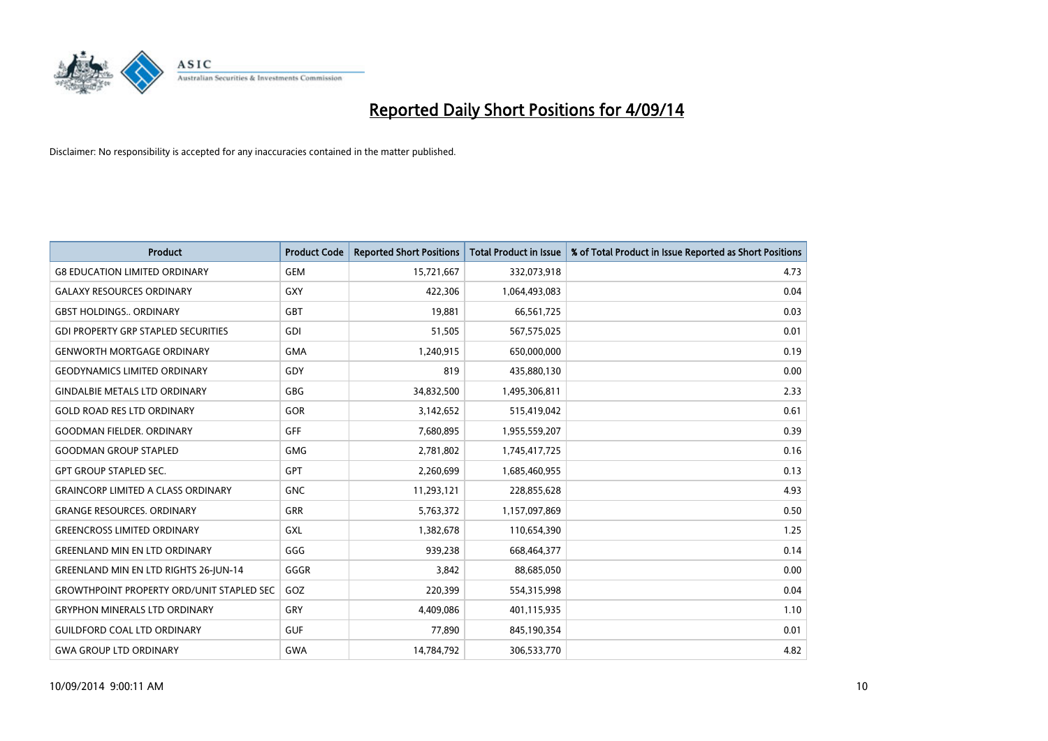# Reported Daily Short Positions for 4/09/14

Disclaimer: No responsibility is accepted for any inaccuracies contained in the matter published.

| Product | Product Code | Reported Short Positions | Total Product in Issue | % of Total Product in Issue Reported as Short Positions |
|---|---|---|---|---|
| G8 EDUCATION LIMITED ORDINARY | GEM | 15,721,667 | 332,073,918 | 4.73 |
| GALAXY RESOURCES ORDINARY | GXY | 422,306 | 1,064,493,083 | 0.04 |
| GBST HOLDINGS.. ORDINARY | GBT | 19,881 | 66,561,725 | 0.03 |
| GDI PROPERTY GRP STAPLED SECURITIES | GDI | 51,505 | 567,575,025 | 0.01 |
| GENWORTH MORTGAGE ORDINARY | GMA | 1,240,915 | 650,000,000 | 0.19 |
| GEODYNAMICS LIMITED ORDINARY | GDY | 819 | 435,880,130 | 0.00 |
| GINDALBIE METALS LTD ORDINARY | GBG | 34,832,500 | 1,495,306,811 | 2.33 |
| GOLD ROAD RES LTD ORDINARY | GOR | 3,142,652 | 515,419,042 | 0.61 |
| GOODMAN FIELDER. ORDINARY | GFF | 7,680,895 | 1,955,559,207 | 0.39 |
| GOODMAN GROUP STAPLED | GMG | 2,781,802 | 1,745,417,725 | 0.16 |
| GPT GROUP STAPLED SEC. | GPT | 2,260,699 | 1,685,460,955 | 0.13 |
| GRAINCORP LIMITED A CLASS ORDINARY | GNC | 11,293,121 | 228,855,628 | 4.93 |
| GRANGE RESOURCES. ORDINARY | GRR | 5,763,372 | 1,157,097,869 | 0.50 |
| GREENCROSS LIMITED ORDINARY | GXL | 1,382,678 | 110,654,390 | 1.25 |
| GREENLAND MIN EN LTD ORDINARY | GGG | 939,238 | 668,464,377 | 0.14 |
| GREENLAND MIN EN LTD RIGHTS 26-JUN-14 | GGGR | 3,842 | 88,685,050 | 0.00 |
| GROWTHPOINT PROPERTY ORD/UNIT STAPLED SEC | GOZ | 220,399 | 554,315,998 | 0.04 |
| GRYPHON MINERALS LTD ORDINARY | GRY | 4,409,086 | 401,115,935 | 1.10 |
| GUILDFORD COAL LTD ORDINARY | GUF | 77,890 | 845,190,354 | 0.01 |
| GWA GROUP LTD ORDINARY | GWA | 14,784,792 | 306,533,770 | 4.82 |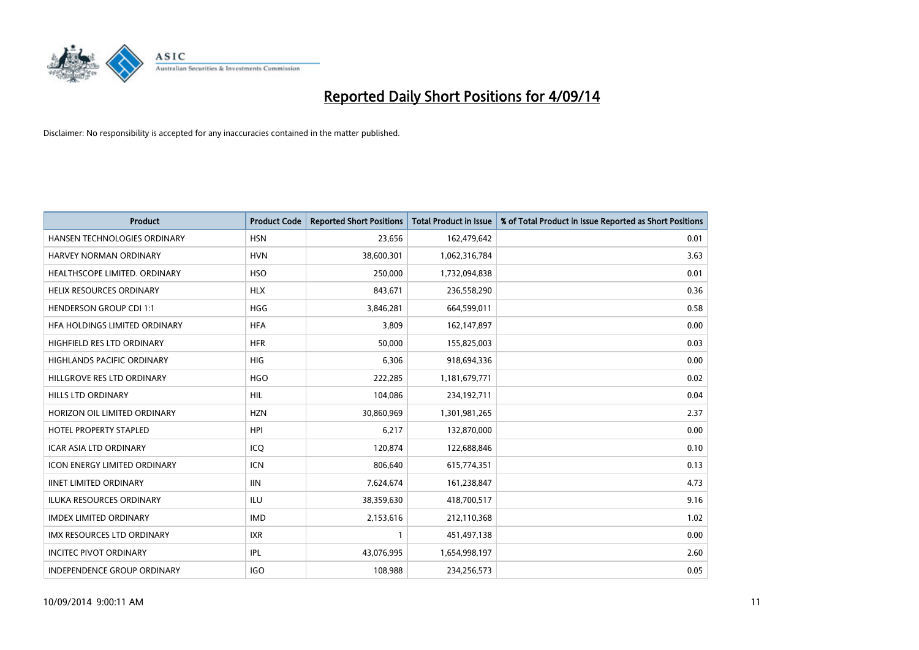# Reported Daily Short Positions for 4/09/14

Disclaimer: No responsibility is accepted for any inaccuracies contained in the matter published.

| Product | Product Code | Reported Short Positions | Total Product in Issue | % of Total Product in Issue Reported as Short Positions |
|---|---|---|---|---|
| HANSEN TECHNOLOGIES ORDINARY | HSN | 23,656 | 162,479,642 | 0.01 |
| HARVEY NORMAN ORDINARY | HVN | 38,600,301 | 1,062,316,784 | 3.63 |
| HEALTHSCOPE LIMITED. ORDINARY | HSO | 250,000 | 1,732,094,838 | 0.01 |
| HELIX RESOURCES ORDINARY | HLX | 843,671 | 236,558,290 | 0.36 |
| HENDERSON GROUP CDI 1:1 | HGG | 3,846,281 | 664,599,011 | 0.58 |
| HFA HOLDINGS LIMITED ORDINARY | HFA | 3,809 | 162,147,897 | 0.00 |
| HIGHFIELD RES LTD ORDINARY | HFR | 50,000 | 155,825,003 | 0.03 |
| HIGHLANDS PACIFIC ORDINARY | HIG | 6,306 | 918,694,336 | 0.00 |
| HILLGROVE RES LTD ORDINARY | HGO | 222,285 | 1,181,679,771 | 0.02 |
| HILLS LTD ORDINARY | HIL | 104,086 | 234,192,711 | 0.04 |
| HORIZON OIL LIMITED ORDINARY | HZN | 30,860,969 | 1,301,981,265 | 2.37 |
| HOTEL PROPERTY STAPLED | HPI | 6,217 | 132,870,000 | 0.00 |
| ICAR ASIA LTD ORDINARY | ICQ | 120,874 | 122,688,846 | 0.10 |
| ICON ENERGY LIMITED ORDINARY | ICN | 806,640 | 615,774,351 | 0.13 |
| IINET LIMITED ORDINARY | IIN | 7,624,674 | 161,238,847 | 4.73 |
| ILUKA RESOURCES ORDINARY | ILU | 38,359,630 | 418,700,517 | 9.16 |
| IMDEX LIMITED ORDINARY | IMD | 2,153,616 | 212,110,368 | 1.02 |
| IMX RESOURCES LTD ORDINARY | IXR | 1 | 451,497,138 | 0.00 |
| INCITEC PIVOT ORDINARY | IPL | 43,076,995 | 1,654,998,197 | 2.60 |
| INDEPENDENCE GROUP ORDINARY | IGO | 108,988 | 234,256,573 | 0.05 |

10/09/2014 9:00:11 AM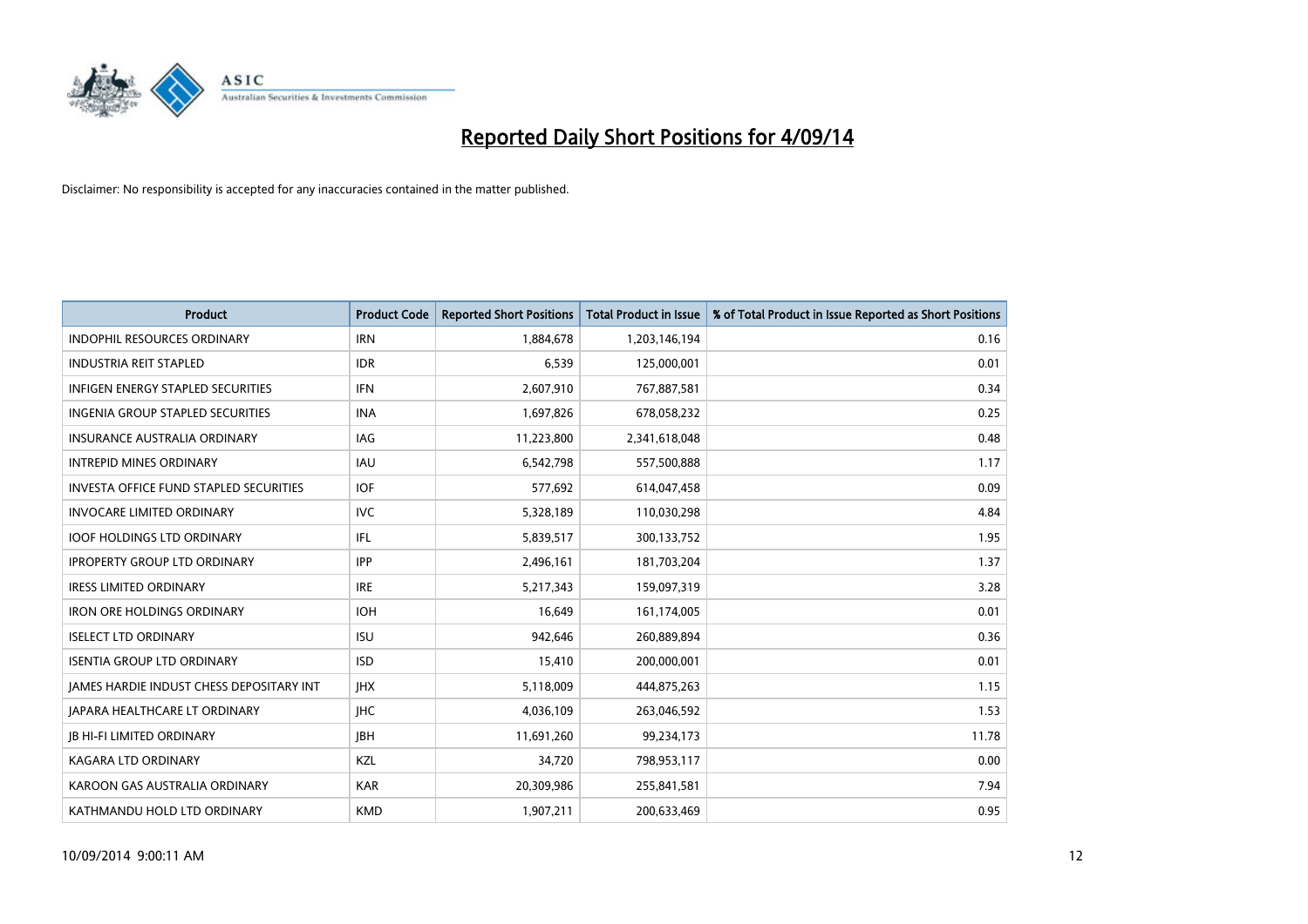# Reported Daily Short Positions for 4/09/14

Disclaimer: No responsibility is accepted for any inaccuracies contained in the matter published.

| Product | Product Code | Reported Short Positions | Total Product in Issue | % of Total Product in Issue Reported as Short Positions |
|---|---|---|---|---|
| INDOPHIL RESOURCES ORDINARY | IRN | 1,884,678 | 1,203,146,194 | 0.16 |
| INDUSTRIA REIT STAPLED | IDR | 6,539 | 125,000,001 | 0.01 |
| INFIGEN ENERGY STAPLED SECURITIES | IFN | 2,607,910 | 767,887,581 | 0.34 |
| INGENIA GROUP STAPLED SECURITIES | INA | 1,697,826 | 678,058,232 | 0.25 |
| INSURANCE AUSTRALIA ORDINARY | IAG | 11,223,800 | 2,341,618,048 | 0.48 |
| INTREPID MINES ORDINARY | IAU | 6,542,798 | 557,500,888 | 1.17 |
| INVESTA OFFICE FUND STAPLED SECURITIES | IOF | 577,692 | 614,047,458 | 0.09 |
| INVOCARE LIMITED ORDINARY | IVC | 5,328,189 | 110,030,298 | 4.84 |
| IOOF HOLDINGS LTD ORDINARY | IFL | 5,839,517 | 300,133,752 | 1.95 |
| IPROPERTY GROUP LTD ORDINARY | IPP | 2,496,161 | 181,703,204 | 1.37 |
| IRESS LIMITED ORDINARY | IRE | 5,217,343 | 159,097,319 | 3.28 |
| IRON ORE HOLDINGS ORDINARY | IOH | 16,649 | 161,174,005 | 0.01 |
| ISELECT LTD ORDINARY | ISU | 942,646 | 260,889,894 | 0.36 |
| ISENTIA GROUP LTD ORDINARY | ISD | 15,410 | 200,000,001 | 0.01 |
| JAMES HARDIE INDUST CHESS DEPOSITARY INT | JHX | 5,118,009 | 444,875,263 | 1.15 |
| JAPARA HEALTHCARE LT ORDINARY | JHC | 4,036,109 | 263,046,592 | 1.53 |
| JB HI-FI LIMITED ORDINARY | JBH | 11,691,260 | 99,234,173 | 11.78 |
| KAGARA LTD ORDINARY | KZL | 34,720 | 798,953,117 | 0.00 |
| KAROON GAS AUSTRALIA ORDINARY | KAR | 20,309,986 | 255,841,581 | 7.94 |
| KATHMANDU HOLD LTD ORDINARY | KMD | 1,907,211 | 200,633,469 | 0.95 |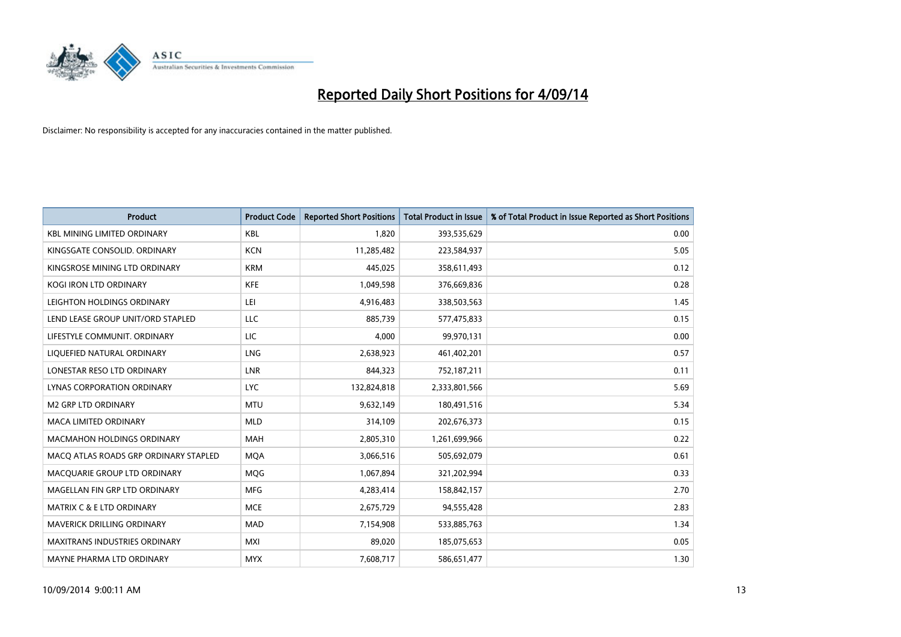# Reported Daily Short Positions for 4/09/14

Disclaimer: No responsibility is accepted for any inaccuracies contained in the matter published.

| Product | Product Code | Reported Short Positions | Total Product in Issue | % of Total Product in Issue Reported as Short Positions |
|---|---|---|---|---|
| KBL MINING LIMITED ORDINARY | KBL | 1,820 | 393,535,629 | 0.00 |
| KINGSGATE CONSOLID. ORDINARY | KCN | 11,285,482 | 223,584,937 | 5.05 |
| KINGSROSE MINING LTD ORDINARY | KRM | 445,025 | 358,611,493 | 0.12 |
| KOGI IRON LTD ORDINARY | KFE | 1,049,598 | 376,669,836 | 0.28 |
| LEIGHTON HOLDINGS ORDINARY | LEI | 4,916,483 | 338,503,563 | 1.45 |
| LEND LEASE GROUP UNIT/ORD STAPLED | LLC | 885,739 | 577,475,833 | 0.15 |
| LIFESTYLE COMMUNIT. ORDINARY | LIC | 4,000 | 99,970,131 | 0.00 |
| LIQUEFIED NATURAL ORDINARY | LNG | 2,638,923 | 461,402,201 | 0.57 |
| LONESTAR RESO LTD ORDINARY | LNR | 844,323 | 752,187,211 | 0.11 |
| LYNAS CORPORATION ORDINARY | LYC | 132,824,818 | 2,333,801,566 | 5.69 |
| M2 GRP LTD ORDINARY | MTU | 9,632,149 | 180,491,516 | 5.34 |
| MACA LIMITED ORDINARY | MLD | 314,109 | 202,676,373 | 0.15 |
| MACMAHON HOLDINGS ORDINARY | MAH | 2,805,310 | 1,261,699,966 | 0.22 |
| MACQ ATLAS ROADS GRP ORDINARY STAPLED | MQA | 3,066,516 | 505,692,079 | 0.61 |
| MACQUARIE GROUP LTD ORDINARY | MQG | 1,067,894 | 321,202,994 | 0.33 |
| MAGELLAN FIN GRP LTD ORDINARY | MFG | 4,283,414 | 158,842,157 | 2.70 |
| MATRIX C & E LTD ORDINARY | MCE | 2,675,729 | 94,555,428 | 2.83 |
| MAVERICK DRILLING ORDINARY | MAD | 7,154,908 | 533,885,763 | 1.34 |
| MAXITRANS INDUSTRIES ORDINARY | MXI | 89,020 | 185,075,653 | 0.05 |
| MAYNE PHARMA LTD ORDINARY | MYX | 7,608,717 | 586,651,477 | 1.30 |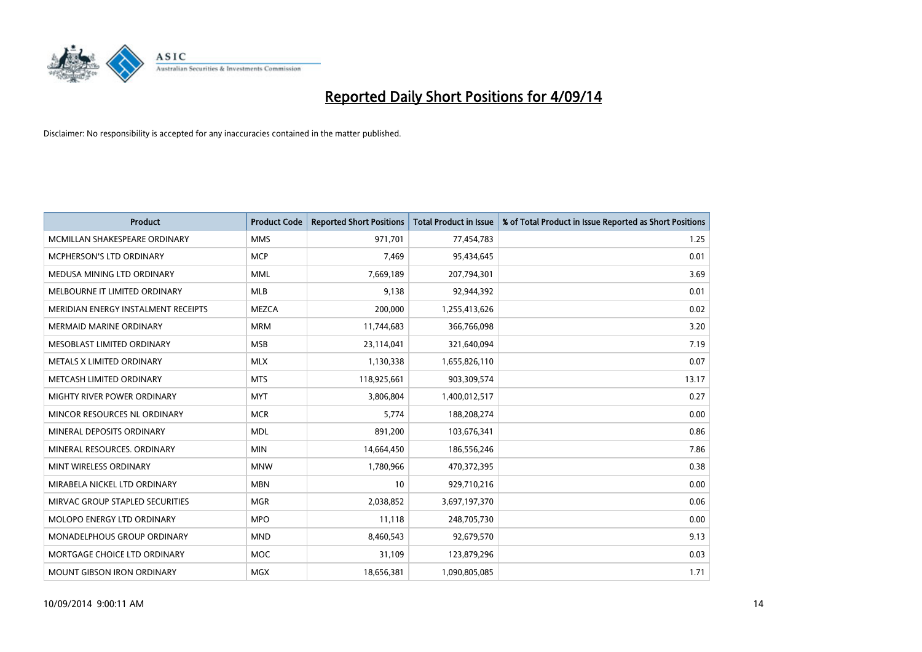# Reported Daily Short Positions for 4/09/14

Disclaimer: No responsibility is accepted for any inaccuracies contained in the matter published.

| Product | Product Code | Reported Short Positions | Total Product in Issue | % of Total Product in Issue Reported as Short Positions |
|---|---|---|---|---|
| MCMILLAN SHAKESPEARE ORDINARY | MMS | 971,701 | 77,454,783 | 1.25 |
| MCPHERSON'S LTD ORDINARY | MCP | 7,469 | 95,434,645 | 0.01 |
| MEDUSA MINING LTD ORDINARY | MML | 7,669,189 | 207,794,301 | 3.69 |
| MELBOURNE IT LIMITED ORDINARY | MLB | 9,138 | 92,944,392 | 0.01 |
| MERIDIAN ENERGY INSTALMENT RECEIPTS | MEZCA | 200,000 | 1,255,413,626 | 0.02 |
| MERMAID MARINE ORDINARY | MRM | 11,744,683 | 366,766,098 | 3.20 |
| MESOBLAST LIMITED ORDINARY | MSB | 23,114,041 | 321,640,094 | 7.19 |
| METALS X LIMITED ORDINARY | MLX | 1,130,338 | 1,655,826,110 | 0.07 |
| METCASH LIMITED ORDINARY | MTS | 118,925,661 | 903,309,574 | 13.17 |
| MIGHTY RIVER POWER ORDINARY | MYT | 3,806,804 | 1,400,012,517 | 0.27 |
| MINCOR RESOURCES NL ORDINARY | MCR | 5,774 | 188,208,274 | 0.00 |
| MINERAL DEPOSITS ORDINARY | MDL | 891,200 | 103,676,341 | 0.86 |
| MINERAL RESOURCES. ORDINARY | MIN | 14,664,450 | 186,556,246 | 7.86 |
| MINT WIRELESS ORDINARY | MNW | 1,780,966 | 470,372,395 | 0.38 |
| MIRABELA NICKEL LTD ORDINARY | MBN | 10 | 929,710,216 | 0.00 |
| MIRVAC GROUP STAPLED SECURITIES | MGR | 2,038,852 | 3,697,197,370 | 0.06 |
| MOLOPO ENERGY LTD ORDINARY | MPO | 11,118 | 248,705,730 | 0.00 |
| MONADELPHOUS GROUP ORDINARY | MND | 8,460,543 | 92,679,570 | 9.13 |
| MORTGAGE CHOICE LTD ORDINARY | MOC | 31,109 | 123,879,296 | 0.03 |
| MOUNT GIBSON IRON ORDINARY | MGX | 18,656,381 | 1,090,805,085 | 1.71 |

10/09/2014 9:00:11 AM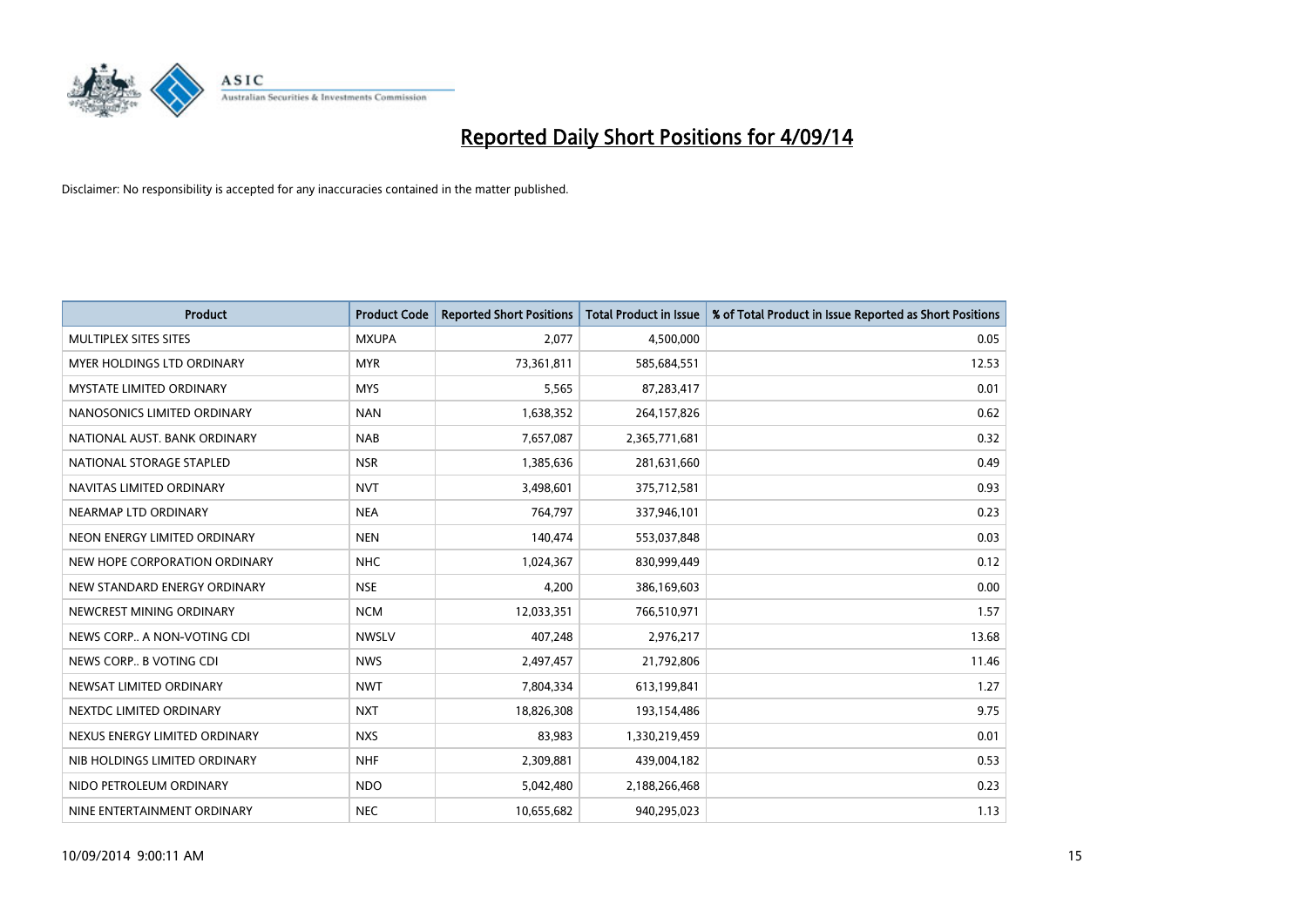# Reported Daily Short Positions for 4/09/14

Disclaimer: No responsibility is accepted for any inaccuracies contained in the matter published.

| Product | Product Code | Reported Short Positions | Total Product in Issue | % of Total Product in Issue Reported as Short Positions |
|---|---|---|---|---|
| MULTIPLEX SITES SITES | MXUPA | 2,077 | 4,500,000 | 0.05 |
| MYER HOLDINGS LTD ORDINARY | MYR | 73,361,811 | 585,684,551 | 12.53 |
| MYSTATE LIMITED ORDINARY | MYS | 5,565 | 87,283,417 | 0.01 |
| NANOSONICS LIMITED ORDINARY | NAN | 1,638,352 | 264,157,826 | 0.62 |
| NATIONAL AUST. BANK ORDINARY | NAB | 7,657,087 | 2,365,771,681 | 0.32 |
| NATIONAL STORAGE STAPLED | NSR | 1,385,636 | 281,631,660 | 0.49 |
| NAVITAS LIMITED ORDINARY | NVT | 3,498,601 | 375,712,581 | 0.93 |
| NEARMAP LTD ORDINARY | NEA | 764,797 | 337,946,101 | 0.23 |
| NEON ENERGY LIMITED ORDINARY | NEN | 140,474 | 553,037,848 | 0.03 |
| NEW HOPE CORPORATION ORDINARY | NHC | 1,024,367 | 830,999,449 | 0.12 |
| NEW STANDARD ENERGY ORDINARY | NSE | 4,200 | 386,169,603 | 0.00 |
| NEWCREST MINING ORDINARY | NCM | 12,033,351 | 766,510,971 | 1.57 |
| NEWS CORP.. A NON-VOTING CDI | NWSLV | 407,248 | 2,976,217 | 13.68 |
| NEWS CORP.. B VOTING CDI | NWS | 2,497,457 | 21,792,806 | 11.46 |
| NEWSAT LIMITED ORDINARY | NWT | 7,804,334 | 613,199,841 | 1.27 |
| NEXTDC LIMITED ORDINARY | NXT | 18,826,308 | 193,154,486 | 9.75 |
| NEXUS ENERGY LIMITED ORDINARY | NXS | 83,983 | 1,330,219,459 | 0.01 |
| NIB HOLDINGS LIMITED ORDINARY | NHF | 2,309,881 | 439,004,182 | 0.53 |
| NIDO PETROLEUM ORDINARY | NDO | 5,042,480 | 2,188,266,468 | 0.23 |
| NINE ENTERTAINMENT ORDINARY | NEC | 10,655,682 | 940,295,023 | 1.13 |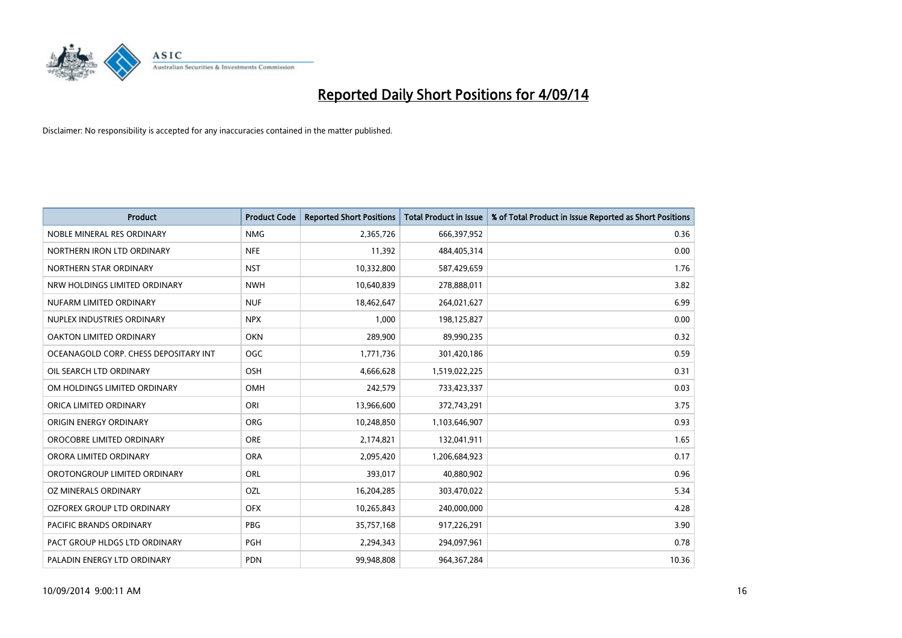# Reported Daily Short Positions for 4/09/14

Disclaimer: No responsibility is accepted for any inaccuracies contained in the matter published.

| Product | Product Code | Reported Short Positions | Total Product in Issue | % of Total Product in Issue Reported as Short Positions |
|---|---|---|---|---|
| NOBLE MINERAL RES ORDINARY | NMG | 2,365,726 | 666,397,952 | 0.36 |
| NORTHERN IRON LTD ORDINARY | NFE | 11,392 | 484,405,314 | 0.00 |
| NORTHERN STAR ORDINARY | NST | 10,332,800 | 587,429,659 | 1.76 |
| NRW HOLDINGS LIMITED ORDINARY | NWH | 10,640,839 | 278,888,011 | 3.82 |
| NUFARM LIMITED ORDINARY | NUF | 18,462,647 | 264,021,627 | 6.99 |
| NUPLEX INDUSTRIES ORDINARY | NPX | 1,000 | 198,125,827 | 0.00 |
| OAKTON LIMITED ORDINARY | OKN | 289,900 | 89,990,235 | 0.32 |
| OCEANAGOLD CORP. CHESS DEPOSITARY INT | OGC | 1,771,736 | 301,420,186 | 0.59 |
| OIL SEARCH LTD ORDINARY | OSH | 4,666,628 | 1,519,022,225 | 0.31 |
| OM HOLDINGS LIMITED ORDINARY | OMH | 242,579 | 733,423,337 | 0.03 |
| ORICA LIMITED ORDINARY | ORI | 13,966,600 | 372,743,291 | 3.75 |
| ORIGIN ENERGY ORDINARY | ORG | 10,248,850 | 1,103,646,907 | 0.93 |
| OROCOBRE LIMITED ORDINARY | ORE | 2,174,821 | 132,041,911 | 1.65 |
| ORORA LIMITED ORDINARY | ORA | 2,095,420 | 1,206,684,923 | 0.17 |
| OROTONGROUP LIMITED ORDINARY | ORL | 393,017 | 40,880,902 | 0.96 |
| OZ MINERALS ORDINARY | OZL | 16,204,285 | 303,470,022 | 5.34 |
| OZFOREX GROUP LTD ORDINARY | OFX | 10,265,843 | 240,000,000 | 4.28 |
| PACIFIC BRANDS ORDINARY | PBG | 35,757,168 | 917,226,291 | 3.90 |
| PACT GROUP HLDGS LTD ORDINARY | PGH | 2,294,343 | 294,097,961 | 0.78 |
| PALADIN ENERGY LTD ORDINARY | PDN | 99,948,808 | 964,367,284 | 10.36 |

10/09/2014 9:00:11 AM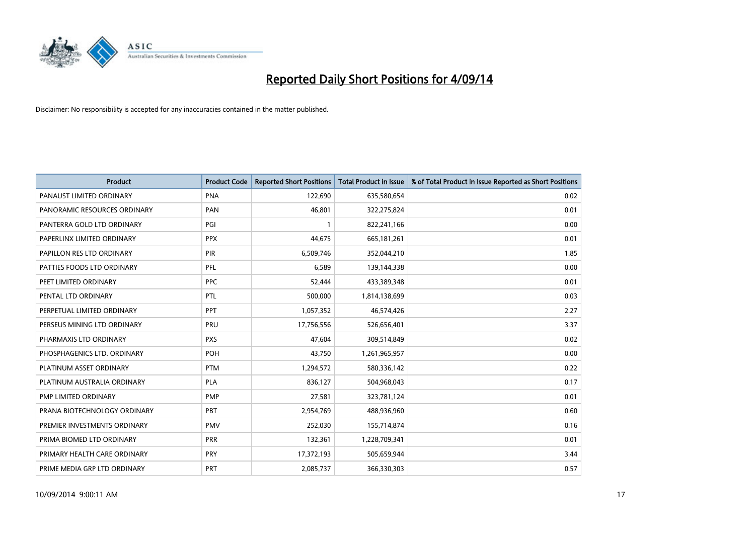# Reported Daily Short Positions for 4/09/14

Disclaimer: No responsibility is accepted for any inaccuracies contained in the matter published.

| Product | Product Code | Reported Short Positions | Total Product in Issue | % of Total Product in Issue Reported as Short Positions |
|---|---|---|---|---|
| PANAUST LIMITED ORDINARY | PNA | 122,690 | 635,580,654 | 0.02 |
| PANORAMIC RESOURCES ORDINARY | PAN | 46,801 | 322,275,824 | 0.01 |
| PANTERRA GOLD LTD ORDINARY | PGI | 1 | 822,241,166 | 0.00 |
| PAPERLINX LIMITED ORDINARY | PPX | 44,675 | 665,181,261 | 0.01 |
| PAPILLON RES LTD ORDINARY | PIR | 6,509,746 | 352,044,210 | 1.85 |
| PATTIES FOODS LTD ORDINARY | PFL | 6,589 | 139,144,338 | 0.00 |
| PEET LIMITED ORDINARY | PPC | 52,444 | 433,389,348 | 0.01 |
| PENTAL LTD ORDINARY | PTL | 500,000 | 1,814,138,699 | 0.03 |
| PERPETUAL LIMITED ORDINARY | PPT | 1,057,352 | 46,574,426 | 2.27 |
| PERSEUS MINING LTD ORDINARY | PRU | 17,756,556 | 526,656,401 | 3.37 |
| PHARMAXIS LTD ORDINARY | PXS | 47,604 | 309,514,849 | 0.02 |
| PHOSPHAGENICS LTD. ORDINARY | POH | 43,750 | 1,261,965,957 | 0.00 |
| PLATINUM ASSET ORDINARY | PTM | 1,294,572 | 580,336,142 | 0.22 |
| PLATINUM AUSTRALIA ORDINARY | PLA | 836,127 | 504,968,043 | 0.17 |
| PMP LIMITED ORDINARY | PMP | 27,581 | 323,781,124 | 0.01 |
| PRANA BIOTECHNOLOGY ORDINARY | PBT | 2,954,769 | 488,936,960 | 0.60 |
| PREMIER INVESTMENTS ORDINARY | PMV | 252,030 | 155,714,874 | 0.16 |
| PRIMA BIOMED LTD ORDINARY | PRR | 132,361 | 1,228,709,341 | 0.01 |
| PRIMARY HEALTH CARE ORDINARY | PRY | 17,372,193 | 505,659,944 | 3.44 |
| PRIME MEDIA GRP LTD ORDINARY | PRT | 2,085,737 | 366,330,303 | 0.57 |

10/09/2014 9:00:11 AM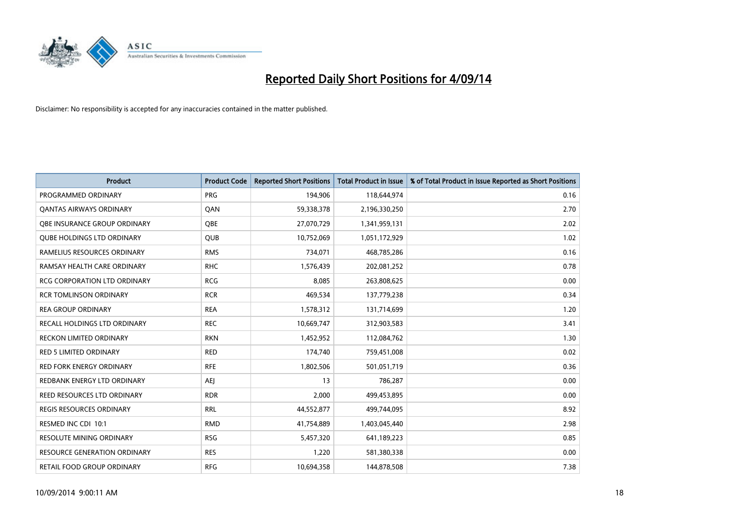# Reported Daily Short Positions for 4/09/14

Disclaimer: No responsibility is accepted for any inaccuracies contained in the matter published.

| Product | Product Code | Reported Short Positions | Total Product in Issue | % of Total Product in Issue Reported as Short Positions |
|---|---|---|---|---|
| PROGRAMMED ORDINARY | PRG | 194,906 | 118,644,974 | 0.16 |
| QANTAS AIRWAYS ORDINARY | QAN | 59,338,378 | 2,196,330,250 | 2.70 |
| QBE INSURANCE GROUP ORDINARY | QBE | 27,070,729 | 1,341,959,131 | 2.02 |
| QUBE HOLDINGS LTD ORDINARY | QUB | 10,752,069 | 1,051,172,929 | 1.02 |
| RAMELIUS RESOURCES ORDINARY | RMS | 734,071 | 468,785,286 | 0.16 |
| RAMSAY HEALTH CARE ORDINARY | RHC | 1,576,439 | 202,081,252 | 0.78 |
| RCG CORPORATION LTD ORDINARY | RCG | 8,085 | 263,808,625 | 0.00 |
| RCR TOMLINSON ORDINARY | RCR | 469,534 | 137,779,238 | 0.34 |
| REA GROUP ORDINARY | REA | 1,578,312 | 131,714,699 | 1.20 |
| RECALL HOLDINGS LTD ORDINARY | REC | 10,669,747 | 312,903,583 | 3.41 |
| RECKON LIMITED ORDINARY | RKN | 1,452,952 | 112,084,762 | 1.30 |
| RED 5 LIMITED ORDINARY | RED | 174,740 | 759,451,008 | 0.02 |
| RED FORK ENERGY ORDINARY | RFE | 1,802,506 | 501,051,719 | 0.36 |
| REDBANK ENERGY LTD ORDINARY | AEJ | 13 | 786,287 | 0.00 |
| REED RESOURCES LTD ORDINARY | RDR | 2,000 | 499,453,895 | 0.00 |
| REGIS RESOURCES ORDINARY | RRL | 44,552,877 | 499,744,095 | 8.92 |
| RESMED INC CDI 10:1 | RMD | 41,754,889 | 1,403,045,440 | 2.98 |
| RESOLUTE MINING ORDINARY | RSG | 5,457,320 | 641,189,223 | 0.85 |
| RESOURCE GENERATION ORDINARY | RES | 1,220 | 581,380,338 | 0.00 |
| RETAIL FOOD GROUP ORDINARY | RFG | 10,694,358 | 144,878,508 | 7.38 |

10/09/2014 9:00:11 AM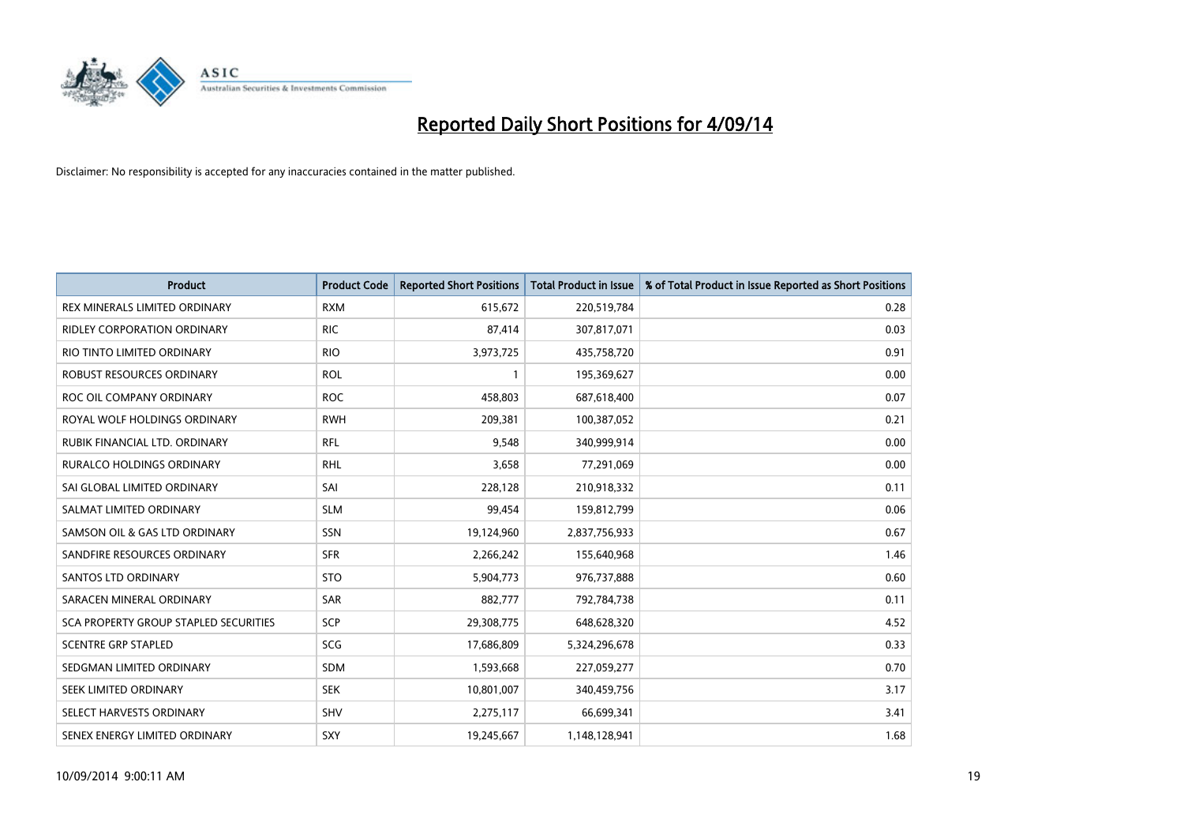# Reported Daily Short Positions for 4/09/14

Disclaimer: No responsibility is accepted for any inaccuracies contained in the matter published.

| Product | Product Code | Reported Short Positions | Total Product in Issue | % of Total Product in Issue Reported as Short Positions |
|---|---|---|---|---|
| REX MINERALS LIMITED ORDINARY | RXM | 615,672 | 220,519,784 | 0.28 |
| RIDLEY CORPORATION ORDINARY | RIC | 87,414 | 307,817,071 | 0.03 |
| RIO TINTO LIMITED ORDINARY | RIO | 3,973,725 | 435,758,720 | 0.91 |
| ROBUST RESOURCES ORDINARY | ROL | 1 | 195,369,627 | 0.00 |
| ROC OIL COMPANY ORDINARY | ROC | 458,803 | 687,618,400 | 0.07 |
| ROYAL WOLF HOLDINGS ORDINARY | RWH | 209,381 | 100,387,052 | 0.21 |
| RUBIK FINANCIAL LTD. ORDINARY | RFL | 9,548 | 340,999,914 | 0.00 |
| RURALCO HOLDINGS ORDINARY | RHL | 3,658 | 77,291,069 | 0.00 |
| SAI GLOBAL LIMITED ORDINARY | SAI | 228,128 | 210,918,332 | 0.11 |
| SALMAT LIMITED ORDINARY | SLM | 99,454 | 159,812,799 | 0.06 |
| SAMSON OIL & GAS LTD ORDINARY | SSN | 19,124,960 | 2,837,756,933 | 0.67 |
| SANDFIRE RESOURCES ORDINARY | SFR | 2,266,242 | 155,640,968 | 1.46 |
| SANTOS LTD ORDINARY | STO | 5,904,773 | 976,737,888 | 0.60 |
| SARACEN MINERAL ORDINARY | SAR | 882,777 | 792,784,738 | 0.11 |
| SCA PROPERTY GROUP STAPLED SECURITIES | SCP | 29,308,775 | 648,628,320 | 4.52 |
| SCENTRE GRP STAPLED | SCG | 17,686,809 | 5,324,296,678 | 0.33 |
| SEDGMAN LIMITED ORDINARY | SDM | 1,593,668 | 227,059,277 | 0.70 |
| SEEK LIMITED ORDINARY | SEK | 10,801,007 | 340,459,756 | 3.17 |
| SELECT HARVESTS ORDINARY | SHV | 2,275,117 | 66,699,341 | 3.41 |
| SENEX ENERGY LIMITED ORDINARY | SXY | 19,245,667 | 1,148,128,941 | 1.68 |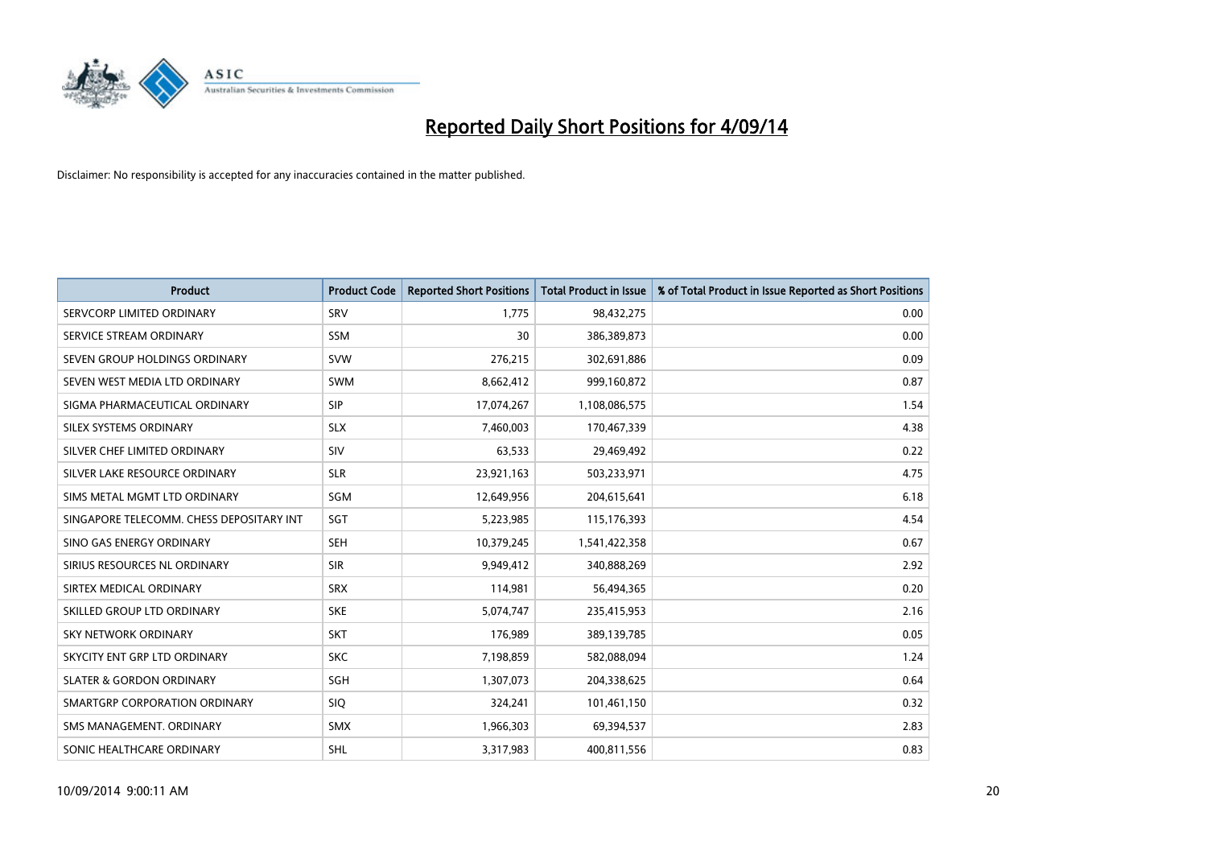# Reported Daily Short Positions for 4/09/14

Disclaimer: No responsibility is accepted for any inaccuracies contained in the matter published.

| Product | Product Code | Reported Short Positions | Total Product in Issue | % of Total Product in Issue Reported as Short Positions |
|---|---|---|---|---|
| SERVCORP LIMITED ORDINARY | SRV | 1,775 | 98,432,275 | 0.00 |
| SERVICE STREAM ORDINARY | SSM | 30 | 386,389,873 | 0.00 |
| SEVEN GROUP HOLDINGS ORDINARY | SVW | 276,215 | 302,691,886 | 0.09 |
| SEVEN WEST MEDIA LTD ORDINARY | SWM | 8,662,412 | 999,160,872 | 0.87 |
| SIGMA PHARMACEUTICAL ORDINARY | SIP | 17,074,267 | 1,108,086,575 | 1.54 |
| SILEX SYSTEMS ORDINARY | SLX | 7,460,003 | 170,467,339 | 4.38 |
| SILVER CHEF LIMITED ORDINARY | SIV | 63,533 | 29,469,492 | 0.22 |
| SILVER LAKE RESOURCE ORDINARY | SLR | 23,921,163 | 503,233,971 | 4.75 |
| SIMS METAL MGMT LTD ORDINARY | SGM | 12,649,956 | 204,615,641 | 6.18 |
| SINGAPORE TELECOMM. CHESS DEPOSITARY INT | SGT | 5,223,985 | 115,176,393 | 4.54 |
| SINO GAS ENERGY ORDINARY | SEH | 10,379,245 | 1,541,422,358 | 0.67 |
| SIRIUS RESOURCES NL ORDINARY | SIR | 9,949,412 | 340,888,269 | 2.92 |
| SIRTEX MEDICAL ORDINARY | SRX | 114,981 | 56,494,365 | 0.20 |
| SKILLED GROUP LTD ORDINARY | SKE | 5,074,747 | 235,415,953 | 2.16 |
| SKY NETWORK ORDINARY | SKT | 176,989 | 389,139,785 | 0.05 |
| SKYCITY ENT GRP LTD ORDINARY | SKC | 7,198,859 | 582,088,094 | 1.24 |
| SLATER & GORDON ORDINARY | SGH | 1,307,073 | 204,338,625 | 0.64 |
| SMARTGRP CORPORATION ORDINARY | SIQ | 324,241 | 101,461,150 | 0.32 |
| SMS MANAGEMENT. ORDINARY | SMX | 1,966,303 | 69,394,537 | 2.83 |
| SONIC HEALTHCARE ORDINARY | SHL | 3,317,983 | 400,811,556 | 0.83 |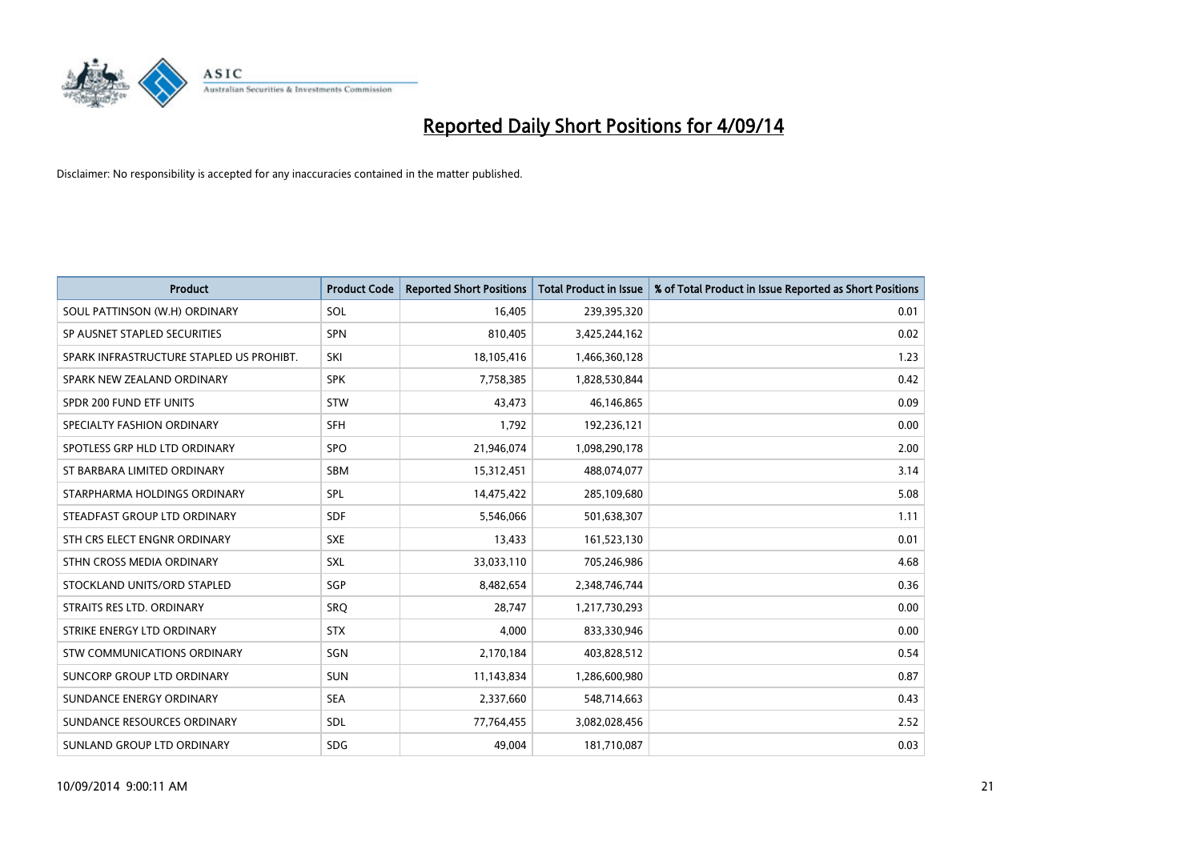# Reported Daily Short Positions for 4/09/14

Disclaimer: No responsibility is accepted for any inaccuracies contained in the matter published.

| Product | Product Code | Reported Short Positions | Total Product in Issue | % of Total Product in Issue Reported as Short Positions |
|---|---|---|---|---|
| SOUL PATTINSON (W.H) ORDINARY | SOL | 16,405 | 239,395,320 | 0.01 |
| SP AUSNET STAPLED SECURITIES | SPN | 810,405 | 3,425,244,162 | 0.02 |
| SPARK INFRASTRUCTURE STAPLED US PROHIBT. | SKI | 18,105,416 | 1,466,360,128 | 1.23 |
| SPARK NEW ZEALAND ORDINARY | SPK | 7,758,385 | 1,828,530,844 | 0.42 |
| SPDR 200 FUND ETF UNITS | STW | 43,473 | 46,146,865 | 0.09 |
| SPECIALTY FASHION ORDINARY | SFH | 1,792 | 192,236,121 | 0.00 |
| SPOTLESS GRP HLD LTD ORDINARY | SPO | 21,946,074 | 1,098,290,178 | 2.00 |
| ST BARBARA LIMITED ORDINARY | SBM | 15,312,451 | 488,074,077 | 3.14 |
| STARPHARMA HOLDINGS ORDINARY | SPL | 14,475,422 | 285,109,680 | 5.08 |
| STEADFAST GROUP LTD ORDINARY | SDF | 5,546,066 | 501,638,307 | 1.11 |
| STH CRS ELECT ENGNR ORDINARY | SXE | 13,433 | 161,523,130 | 0.01 |
| STHN CROSS MEDIA ORDINARY | SXL | 33,033,110 | 705,246,986 | 4.68 |
| STOCKLAND UNITS/ORD STAPLED | SGP | 8,482,654 | 2,348,746,744 | 0.36 |
| STRAITS RES LTD. ORDINARY | SRQ | 28,747 | 1,217,730,293 | 0.00 |
| STRIKE ENERGY LTD ORDINARY | STX | 4,000 | 833,330,946 | 0.00 |
| STW COMMUNICATIONS ORDINARY | SGN | 2,170,184 | 403,828,512 | 0.54 |
| SUNCORP GROUP LTD ORDINARY | SUN | 11,143,834 | 1,286,600,980 | 0.87 |
| SUNDANCE ENERGY ORDINARY | SEA | 2,337,660 | 548,714,663 | 0.43 |
| SUNDANCE RESOURCES ORDINARY | SDL | 77,764,455 | 3,082,028,456 | 2.52 |
| SUNLAND GROUP LTD ORDINARY | SDG | 49,004 | 181,710,087 | 0.03 |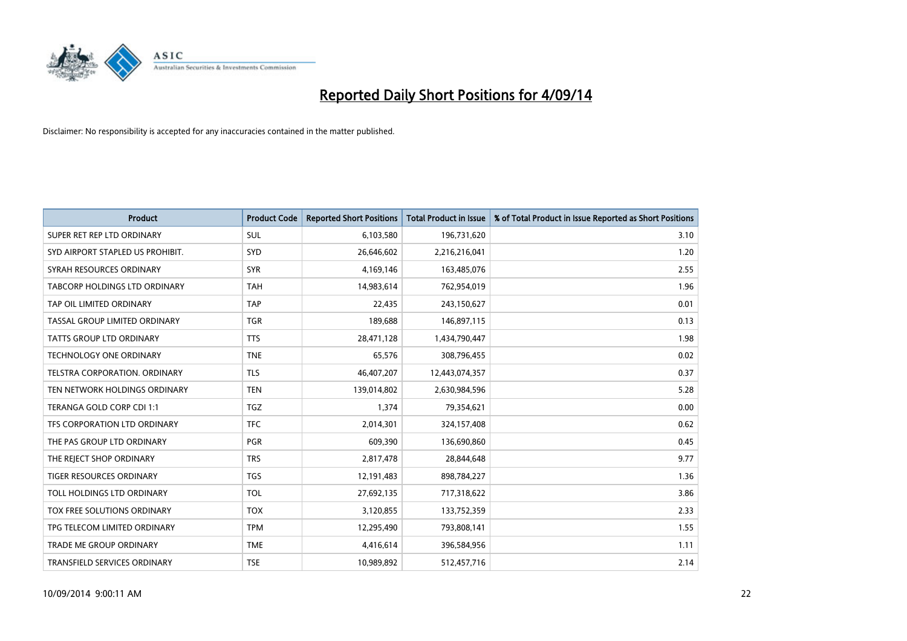# Reported Daily Short Positions for 4/09/14

Disclaimer: No responsibility is accepted for any inaccuracies contained in the matter published.

| Product | Product Code | Reported Short Positions | Total Product in Issue | % of Total Product in Issue Reported as Short Positions |
|---|---|---|---|---|
| SUPER RET REP LTD ORDINARY | SUL | 6,103,580 | 196,731,620 | 3.10 |
| SYD AIRPORT STAPLED US PROHIBIT. | SYD | 26,646,602 | 2,216,216,041 | 1.20 |
| SYRAH RESOURCES ORDINARY | SYR | 4,169,146 | 163,485,076 | 2.55 |
| TABCORP HOLDINGS LTD ORDINARY | TAH | 14,983,614 | 762,954,019 | 1.96 |
| TAP OIL LIMITED ORDINARY | TAP | 22,435 | 243,150,627 | 0.01 |
| TASSAL GROUP LIMITED ORDINARY | TGR | 189,688 | 146,897,115 | 0.13 |
| TATTS GROUP LTD ORDINARY | TTS | 28,471,128 | 1,434,790,447 | 1.98 |
| TECHNOLOGY ONE ORDINARY | TNE | 65,576 | 308,796,455 | 0.02 |
| TELSTRA CORPORATION. ORDINARY | TLS | 46,407,207 | 12,443,074,357 | 0.37 |
| TEN NETWORK HOLDINGS ORDINARY | TEN | 139,014,802 | 2,630,984,596 | 5.28 |
| TERANGA GOLD CORP CDI 1:1 | TGZ | 1,374 | 79,354,621 | 0.00 |
| TFS CORPORATION LTD ORDINARY | TFC | 2,014,301 | 324,157,408 | 0.62 |
| THE PAS GROUP LTD ORDINARY | PGR | 609,390 | 136,690,860 | 0.45 |
| THE REJECT SHOP ORDINARY | TRS | 2,817,478 | 28,844,648 | 9.77 |
| TIGER RESOURCES ORDINARY | TGS | 12,191,483 | 898,784,227 | 1.36 |
| TOLL HOLDINGS LTD ORDINARY | TOL | 27,692,135 | 717,318,622 | 3.86 |
| TOX FREE SOLUTIONS ORDINARY | TOX | 3,120,855 | 133,752,359 | 2.33 |
| TPG TELECOM LIMITED ORDINARY | TPM | 12,295,490 | 793,808,141 | 1.55 |
| TRADE ME GROUP ORDINARY | TME | 4,416,614 | 396,584,956 | 1.11 |
| TRANSFIELD SERVICES ORDINARY | TSE | 10,989,892 | 512,457,716 | 2.14 |

10/09/2014 9:00:11 AM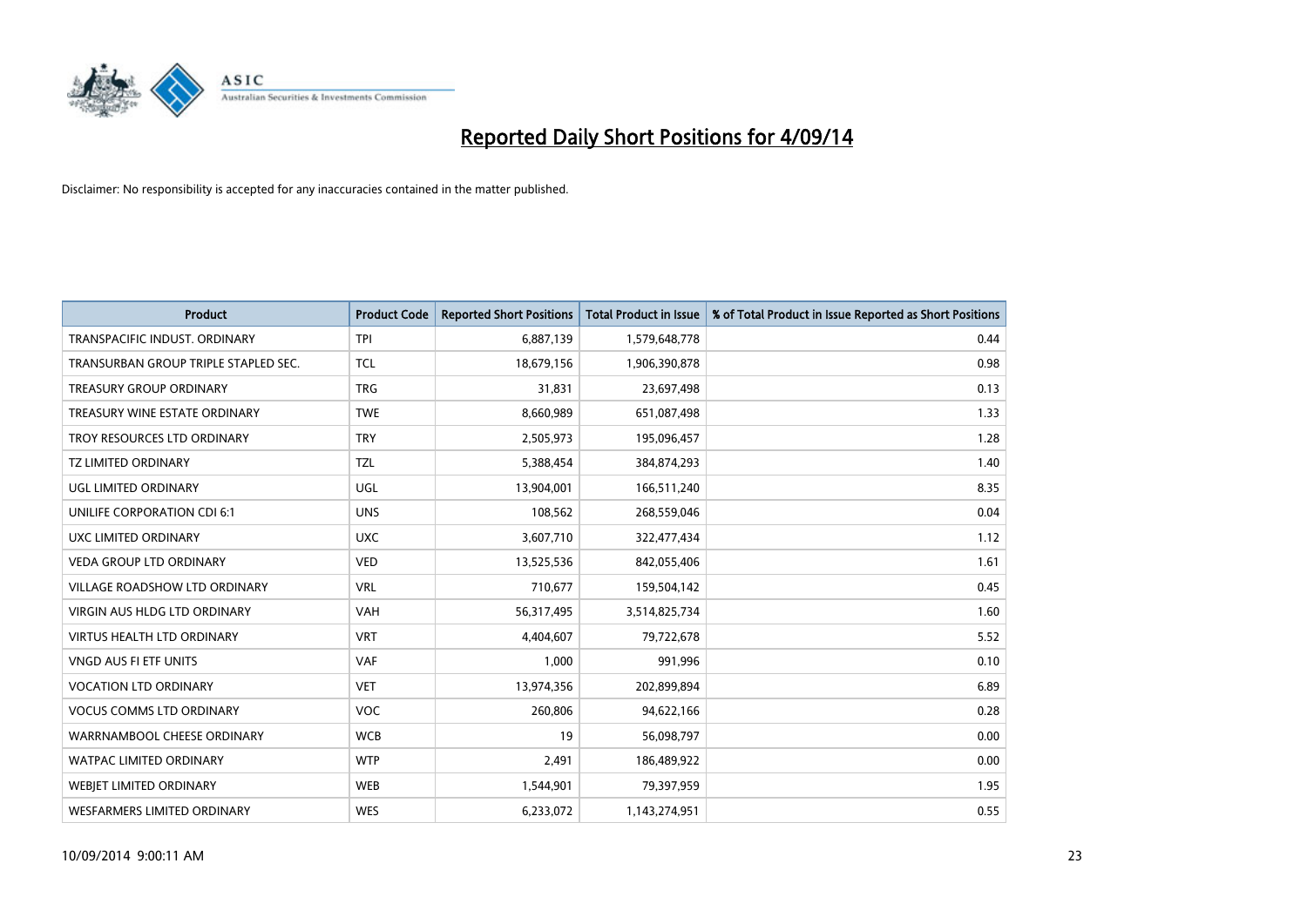# Reported Daily Short Positions for 4/09/14

Disclaimer: No responsibility is accepted for any inaccuracies contained in the matter published.

| Product | Product Code | Reported Short Positions | Total Product in Issue | % of Total Product in Issue Reported as Short Positions |
|---|---|---|---|---|
| TRANSPACIFIC INDUST. ORDINARY | TPI | 6,887,139 | 1,579,648,778 | 0.44 |
| TRANSURBAN GROUP TRIPLE STAPLED SEC. | TCL | 18,679,156 | 1,906,390,878 | 0.98 |
| TREASURY GROUP ORDINARY | TRG | 31,831 | 23,697,498 | 0.13 |
| TREASURY WINE ESTATE ORDINARY | TWE | 8,660,989 | 651,087,498 | 1.33 |
| TROY RESOURCES LTD ORDINARY | TRY | 2,505,973 | 195,096,457 | 1.28 |
| TZ LIMITED ORDINARY | TZL | 5,388,454 | 384,874,293 | 1.40 |
| UGL LIMITED ORDINARY | UGL | 13,904,001 | 166,511,240 | 8.35 |
| UNILIFE CORPORATION CDI 6:1 | UNS | 108,562 | 268,559,046 | 0.04 |
| UXC LIMITED ORDINARY | UXC | 3,607,710 | 322,477,434 | 1.12 |
| VEDA GROUP LTD ORDINARY | VED | 13,525,536 | 842,055,406 | 1.61 |
| VILLAGE ROADSHOW LTD ORDINARY | VRL | 710,677 | 159,504,142 | 0.45 |
| VIRGIN AUS HLDG LTD ORDINARY | VAH | 56,317,495 | 3,514,825,734 | 1.60 |
| VIRTUS HEALTH LTD ORDINARY | VRT | 4,404,607 | 79,722,678 | 5.52 |
| VNGD AUS FI ETF UNITS | VAF | 1,000 | 991,996 | 0.10 |
| VOCATION LTD ORDINARY | VET | 13,974,356 | 202,899,894 | 6.89 |
| VOCUS COMMS LTD ORDINARY | VOC | 260,806 | 94,622,166 | 0.28 |
| WARRNAMBOOL CHEESE ORDINARY | WCB | 19 | 56,098,797 | 0.00 |
| WATPAC LIMITED ORDINARY | WTP | 2,491 | 186,489,922 | 0.00 |
| WEBJET LIMITED ORDINARY | WEB | 1,544,901 | 79,397,959 | 1.95 |
| WESFARMERS LIMITED ORDINARY | WES | 6,233,072 | 1,143,274,951 | 0.55 |

10/09/2014 9:00:11 AM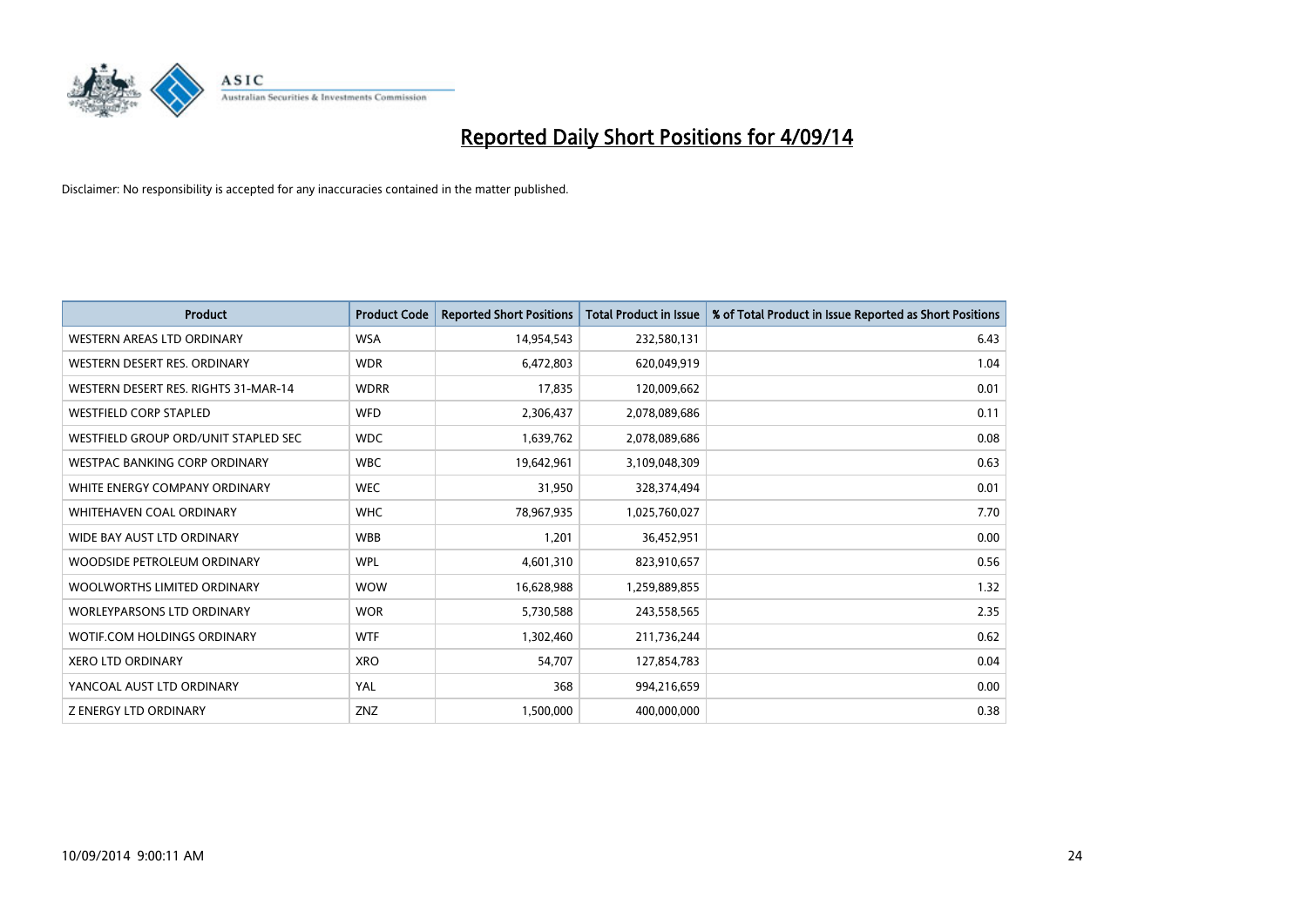# Reported Daily Short Positions for 4/09/14

Disclaimer: No responsibility is accepted for any inaccuracies contained in the matter published.

| Product | Product Code | Reported Short Positions | Total Product in Issue | % of Total Product in Issue Reported as Short Positions |
|---|---|---|---|---|
| WESTERN AREAS LTD ORDINARY | WSA | 14,954,543 | 232,580,131 | 6.43 |
| WESTERN DESERT RES. ORDINARY | WDR | 6,472,803 | 620,049,919 | 1.04 |
| WESTERN DESERT RES. RIGHTS 31-MAR-14 | WDRR | 17,835 | 120,009,662 | 0.01 |
| WESTFIELD CORP STAPLED | WFD | 2,306,437 | 2,078,089,686 | 0.11 |
| WESTFIELD GROUP ORD/UNIT STAPLED SEC | WDC | 1,639,762 | 2,078,089,686 | 0.08 |
| WESTPAC BANKING CORP ORDINARY | WBC | 19,642,961 | 3,109,048,309 | 0.63 |
| WHITE ENERGY COMPANY ORDINARY | WEC | 31,950 | 328,374,494 | 0.01 |
| WHITEHAVEN COAL ORDINARY | WHC | 78,967,935 | 1,025,760,027 | 7.70 |
| WIDE BAY AUST LTD ORDINARY | WBB | 1,201 | 36,452,951 | 0.00 |
| WOODSIDE PETROLEUM ORDINARY | WPL | 4,601,310 | 823,910,657 | 0.56 |
| WOOLWORTHS LIMITED ORDINARY | WOW | 16,628,988 | 1,259,889,855 | 1.32 |
| WORLEYPARSONS LTD ORDINARY | WOR | 5,730,588 | 243,558,565 | 2.35 |
| WOTIF.COM HOLDINGS ORDINARY | WTF | 1,302,460 | 211,736,244 | 0.62 |
| XERO LTD ORDINARY | XRO | 54,707 | 127,854,783 | 0.04 |
| YANCOAL AUST LTD ORDINARY | YAL | 368 | 994,216,659 | 0.00 |
| Z ENERGY LTD ORDINARY | ZNZ | 1,500,000 | 400,000,000 | 0.38 |